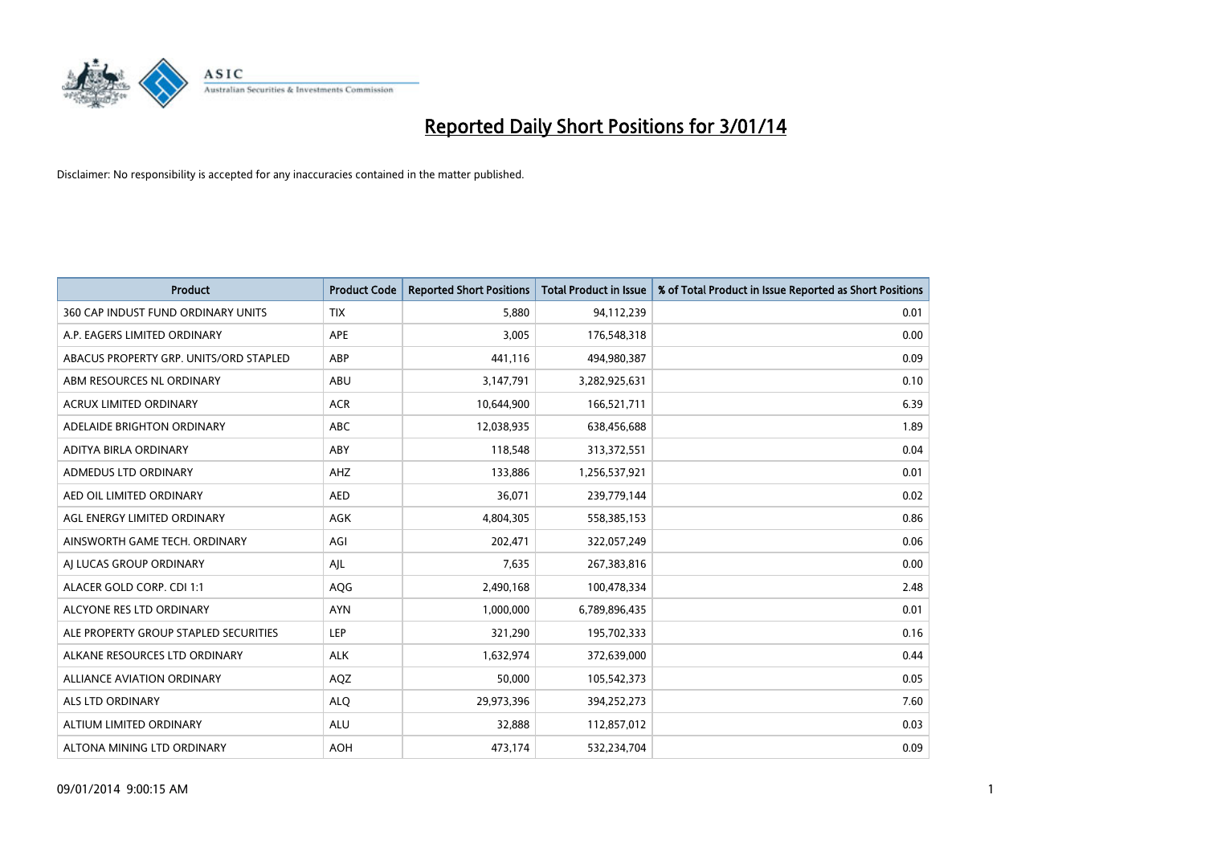# Reported Daily Short Positions for 3/01/14

Disclaimer: No responsibility is accepted for any inaccuracies contained in the matter published.

| Product | Product Code | Reported Short Positions | Total Product in Issue | % of Total Product in Issue Reported as Short Positions |
|---|---|---|---|---|
| 360 CAP INDUST FUND ORDINARY UNITS | TIX | 5,880 | 94,112,239 | 0.01 |
| A.P. EAGERS LIMITED ORDINARY | APE | 3,005 | 176,548,318 | 0.00 |
| ABACUS PROPERTY GRP. UNITS/ORD STAPLED | ABP | 441,116 | 494,980,387 | 0.09 |
| ABM RESOURCES NL ORDINARY | ABU | 3,147,791 | 3,282,925,631 | 0.10 |
| ACRUX LIMITED ORDINARY | ACR | 10,644,900 | 166,521,711 | 6.39 |
| ADELAIDE BRIGHTON ORDINARY | ABC | 12,038,935 | 638,456,688 | 1.89 |
| ADITYA BIRLA ORDINARY | ABY | 118,548 | 313,372,551 | 0.04 |
| ADMEDUS LTD ORDINARY | AHZ | 133,886 | 1,256,537,921 | 0.01 |
| AED OIL LIMITED ORDINARY | AED | 36,071 | 239,779,144 | 0.02 |
| AGL ENERGY LIMITED ORDINARY | AGK | 4,804,305 | 558,385,153 | 0.86 |
| AINSWORTH GAME TECH. ORDINARY | AGI | 202,471 | 322,057,249 | 0.06 |
| AJ LUCAS GROUP ORDINARY | AJL | 7,635 | 267,383,816 | 0.00 |
| ALACER GOLD CORP. CDI 1:1 | AQG | 2,490,168 | 100,478,334 | 2.48 |
| ALCYONE RES LTD ORDINARY | AYN | 1,000,000 | 6,789,896,435 | 0.01 |
| ALE PROPERTY GROUP STAPLED SECURITIES | LEP | 321,290 | 195,702,333 | 0.16 |
| ALKANE RESOURCES LTD ORDINARY | ALK | 1,632,974 | 372,639,000 | 0.44 |
| ALLIANCE AVIATION ORDINARY | AQZ | 50,000 | 105,542,373 | 0.05 |
| ALS LTD ORDINARY | ALQ | 29,973,396 | 394,252,273 | 7.60 |
| ALTIUM LIMITED ORDINARY | ALU | 32,888 | 112,857,012 | 0.03 |
| ALTONA MINING LTD ORDINARY | AOH | 473,174 | 532,234,704 | 0.09 |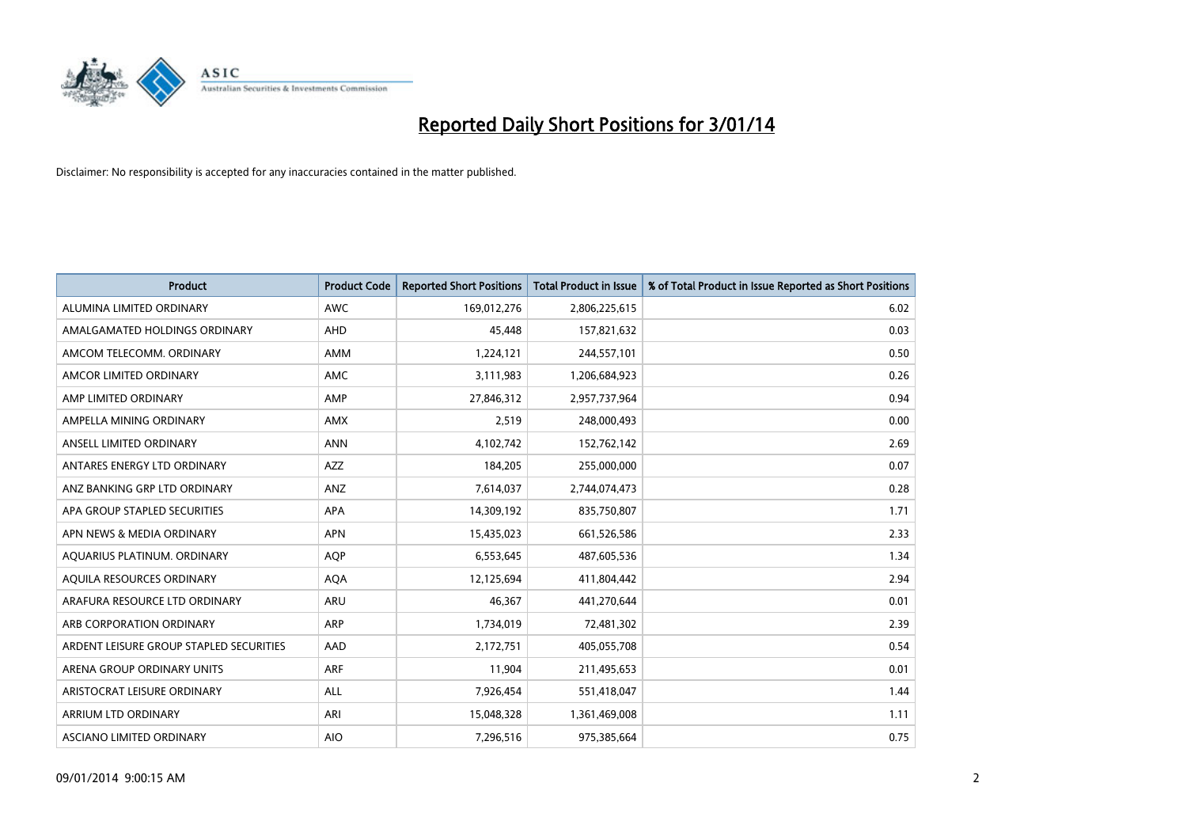# Reported Daily Short Positions for 3/01/14

Disclaimer: No responsibility is accepted for any inaccuracies contained in the matter published.

| Product | Product Code | Reported Short Positions | Total Product in Issue | % of Total Product in Issue Reported as Short Positions |
|---|---|---|---|---|
| ALUMINA LIMITED ORDINARY | AWC | 169,012,276 | 2,806,225,615 | 6.02 |
| AMALGAMATED HOLDINGS ORDINARY | AHD | 45,448 | 157,821,632 | 0.03 |
| AMCOM TELECOMM. ORDINARY | AMM | 1,224,121 | 244,557,101 | 0.50 |
| AMCOR LIMITED ORDINARY | AMC | 3,111,983 | 1,206,684,923 | 0.26 |
| AMP LIMITED ORDINARY | AMP | 27,846,312 | 2,957,737,964 | 0.94 |
| AMPELLA MINING ORDINARY | AMX | 2,519 | 248,000,493 | 0.00 |
| ANSELL LIMITED ORDINARY | ANN | 4,102,742 | 152,762,142 | 2.69 |
| ANTARES ENERGY LTD ORDINARY | AZZ | 184,205 | 255,000,000 | 0.07 |
| ANZ BANKING GRP LTD ORDINARY | ANZ | 7,614,037 | 2,744,074,473 | 0.28 |
| APA GROUP STAPLED SECURITIES | APA | 14,309,192 | 835,750,807 | 1.71 |
| APN NEWS & MEDIA ORDINARY | APN | 15,435,023 | 661,526,586 | 2.33 |
| AQUARIUS PLATINUM. ORDINARY | AQP | 6,553,645 | 487,605,536 | 1.34 |
| AQUILA RESOURCES ORDINARY | AQA | 12,125,694 | 411,804,442 | 2.94 |
| ARAFURA RESOURCE LTD ORDINARY | ARU | 46,367 | 441,270,644 | 0.01 |
| ARB CORPORATION ORDINARY | ARP | 1,734,019 | 72,481,302 | 2.39 |
| ARDENT LEISURE GROUP STAPLED SECURITIES | AAD | 2,172,751 | 405,055,708 | 0.54 |
| ARENA GROUP ORDINARY UNITS | ARF | 11,904 | 211,495,653 | 0.01 |
| ARISTOCRAT LEISURE ORDINARY | ALL | 7,926,454 | 551,418,047 | 1.44 |
| ARRIUM LTD ORDINARY | ARI | 15,048,328 | 1,361,469,008 | 1.11 |
| ASCIANO LIMITED ORDINARY | AIO | 7,296,516 | 975,385,664 | 0.75 |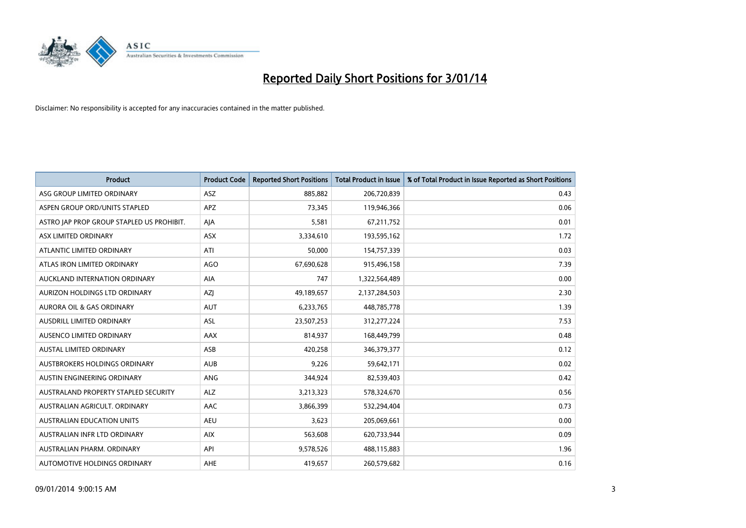# Reported Daily Short Positions for 3/01/14

Disclaimer: No responsibility is accepted for any inaccuracies contained in the matter published.

| Product | Product Code | Reported Short Positions | Total Product in Issue | % of Total Product in Issue Reported as Short Positions |
|---|---|---|---|---|
| ASG GROUP LIMITED ORDINARY | ASZ | 885,882 | 206,720,839 | 0.43 |
| ASPEN GROUP ORD/UNITS STAPLED | APZ | 73,345 | 119,946,366 | 0.06 |
| ASTRO JAP PROP GROUP STAPLED US PROHIBIT. | AJA | 5,581 | 67,211,752 | 0.01 |
| ASX LIMITED ORDINARY | ASX | 3,334,610 | 193,595,162 | 1.72 |
| ATLANTIC LIMITED ORDINARY | ATI | 50,000 | 154,757,339 | 0.03 |
| ATLAS IRON LIMITED ORDINARY | AGO | 67,690,628 | 915,496,158 | 7.39 |
| AUCKLAND INTERNATION ORDINARY | AIA | 747 | 1,322,564,489 | 0.00 |
| AURIZON HOLDINGS LTD ORDINARY | AZJ | 49,189,657 | 2,137,284,503 | 2.30 |
| AURORA OIL & GAS ORDINARY | AUT | 6,233,765 | 448,785,778 | 1.39 |
| AUSDRILL LIMITED ORDINARY | ASL | 23,507,253 | 312,277,224 | 7.53 |
| AUSENCO LIMITED ORDINARY | AAX | 814,937 | 168,449,799 | 0.48 |
| AUSTAL LIMITED ORDINARY | ASB | 420,258 | 346,379,377 | 0.12 |
| AUSTBROKERS HOLDINGS ORDINARY | AUB | 9,226 | 59,642,171 | 0.02 |
| AUSTIN ENGINEERING ORDINARY | ANG | 344,924 | 82,539,403 | 0.42 |
| AUSTRALAND PROPERTY STAPLED SECURITY | ALZ | 3,213,323 | 578,324,670 | 0.56 |
| AUSTRALIAN AGRICULT. ORDINARY | AAC | 3,866,399 | 532,294,404 | 0.73 |
| AUSTRALIAN EDUCATION UNITS | AEU | 3,623 | 205,069,661 | 0.00 |
| AUSTRALIAN INFR LTD ORDINARY | AIX | 563,608 | 620,733,944 | 0.09 |
| AUSTRALIAN PHARM. ORDINARY | API | 9,578,526 | 488,115,883 | 1.96 |
| AUTOMOTIVE HOLDINGS ORDINARY | AHE | 419,657 | 260,579,682 | 0.16 |

09/01/2014 9:00:15 AM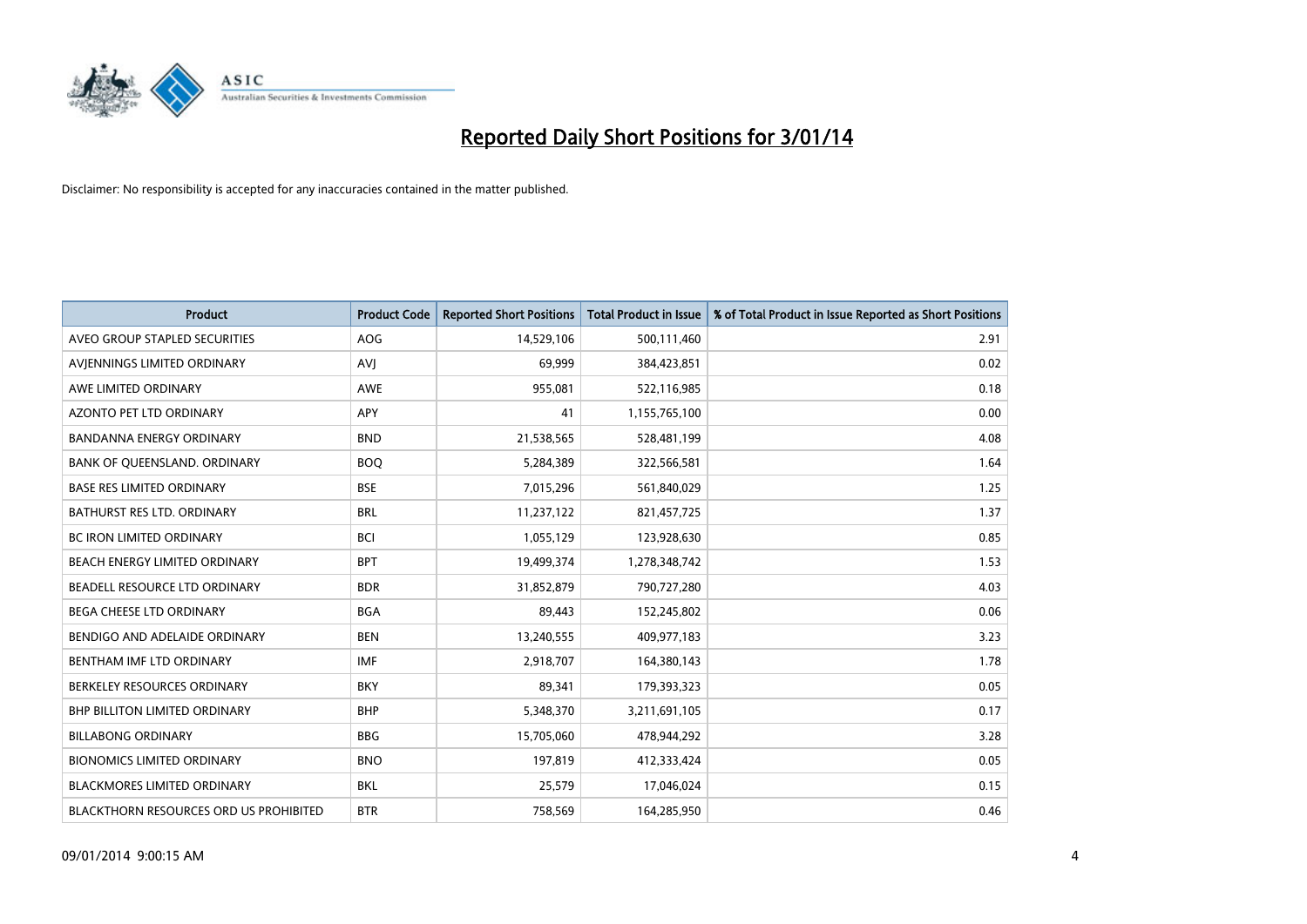# Reported Daily Short Positions for 3/01/14

Disclaimer: No responsibility is accepted for any inaccuracies contained in the matter published.

| Product | Product Code | Reported Short Positions | Total Product in Issue | % of Total Product in Issue Reported as Short Positions |
|---|---|---|---|---|
| AVEO GROUP STAPLED SECURITIES | AOG | 14,529,106 | 500,111,460 | 2.91 |
| AVJENNINGS LIMITED ORDINARY | AVJ | 69,999 | 384,423,851 | 0.02 |
| AWE LIMITED ORDINARY | AWE | 955,081 | 522,116,985 | 0.18 |
| AZONTO PET LTD ORDINARY | APY | 41 | 1,155,765,100 | 0.00 |
| BANDANNA ENERGY ORDINARY | BND | 21,538,565 | 528,481,199 | 4.08 |
| BANK OF QUEENSLAND. ORDINARY | BOQ | 5,284,389 | 322,566,581 | 1.64 |
| BASE RES LIMITED ORDINARY | BSE | 7,015,296 | 561,840,029 | 1.25 |
| BATHURST RES LTD. ORDINARY | BRL | 11,237,122 | 821,457,725 | 1.37 |
| BC IRON LIMITED ORDINARY | BCI | 1,055,129 | 123,928,630 | 0.85 |
| BEACH ENERGY LIMITED ORDINARY | BPT | 19,499,374 | 1,278,348,742 | 1.53 |
| BEADELL RESOURCE LTD ORDINARY | BDR | 31,852,879 | 790,727,280 | 4.03 |
| BEGA CHEESE LTD ORDINARY | BGA | 89,443 | 152,245,802 | 0.06 |
| BENDIGO AND ADELAIDE ORDINARY | BEN | 13,240,555 | 409,977,183 | 3.23 |
| BENTHAM IMF LTD ORDINARY | IMF | 2,918,707 | 164,380,143 | 1.78 |
| BERKELEY RESOURCES ORDINARY | BKY | 89,341 | 179,393,323 | 0.05 |
| BHP BILLITON LIMITED ORDINARY | BHP | 5,348,370 | 3,211,691,105 | 0.17 |
| BILLABONG ORDINARY | BBG | 15,705,060 | 478,944,292 | 3.28 |
| BIONOMICS LIMITED ORDINARY | BNO | 197,819 | 412,333,424 | 0.05 |
| BLACKMORES LIMITED ORDINARY | BKL | 25,579 | 17,046,024 | 0.15 |
| BLACKTHORN RESOURCES ORD US PROHIBITED | BTR | 758,569 | 164,285,950 | 0.46 |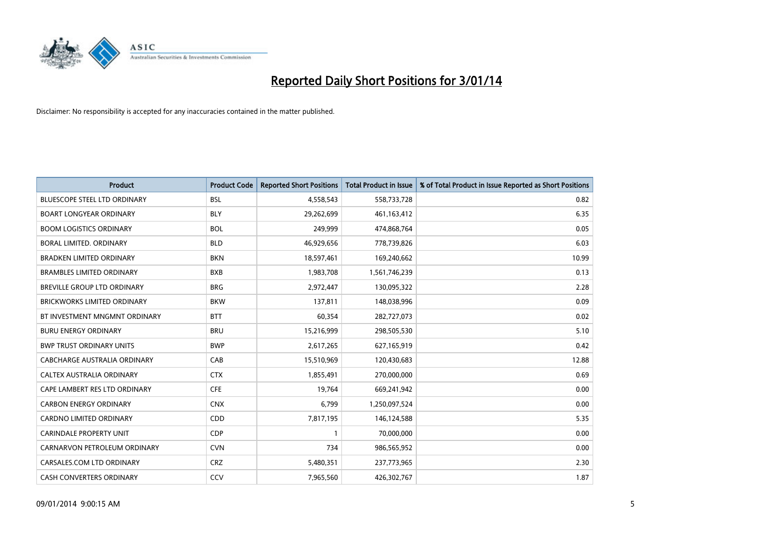# Reported Daily Short Positions for 3/01/14

Disclaimer: No responsibility is accepted for any inaccuracies contained in the matter published.

| Product | Product Code | Reported Short Positions | Total Product in Issue | % of Total Product in Issue Reported as Short Positions |
|---|---|---|---|---|
| BLUESCOPE STEEL LTD ORDINARY | BSL | 4,558,543 | 558,733,728 | 0.82 |
| BOART LONGYEAR ORDINARY | BLY | 29,262,699 | 461,163,412 | 6.35 |
| BOOM LOGISTICS ORDINARY | BOL | 249,999 | 474,868,764 | 0.05 |
| BORAL LIMITED. ORDINARY | BLD | 46,929,656 | 778,739,826 | 6.03 |
| BRADKEN LIMITED ORDINARY | BKN | 18,597,461 | 169,240,662 | 10.99 |
| BRAMBLES LIMITED ORDINARY | BXB | 1,983,708 | 1,561,746,239 | 0.13 |
| BREVILLE GROUP LTD ORDINARY | BRG | 2,972,447 | 130,095,322 | 2.28 |
| BRICKWORKS LIMITED ORDINARY | BKW | 137,811 | 148,038,996 | 0.09 |
| BT INVESTMENT MNGMNT ORDINARY | BTT | 60,354 | 282,727,073 | 0.02 |
| BURU ENERGY ORDINARY | BRU | 15,216,999 | 298,505,530 | 5.10 |
| BWP TRUST ORDINARY UNITS | BWP | 2,617,265 | 627,165,919 | 0.42 |
| CABCHARGE AUSTRALIA ORDINARY | CAB | 15,510,969 | 120,430,683 | 12.88 |
| CALTEX AUSTRALIA ORDINARY | CTX | 1,855,491 | 270,000,000 | 0.69 |
| CAPE LAMBERT RES LTD ORDINARY | CFE | 19,764 | 669,241,942 | 0.00 |
| CARBON ENERGY ORDINARY | CNX | 6,799 | 1,250,097,524 | 0.00 |
| CARDNO LIMITED ORDINARY | CDD | 7,817,195 | 146,124,588 | 5.35 |
| CARINDALE PROPERTY UNIT | CDP | 1 | 70,000,000 | 0.00 |
| CARNARVON PETROLEUM ORDINARY | CVN | 734 | 986,565,952 | 0.00 |
| CARSALES.COM LTD ORDINARY | CRZ | 5,480,351 | 237,773,965 | 2.30 |
| CASH CONVERTERS ORDINARY | CCV | 7,965,560 | 426,302,767 | 1.87 |

09/01/2014 9:00:15 AM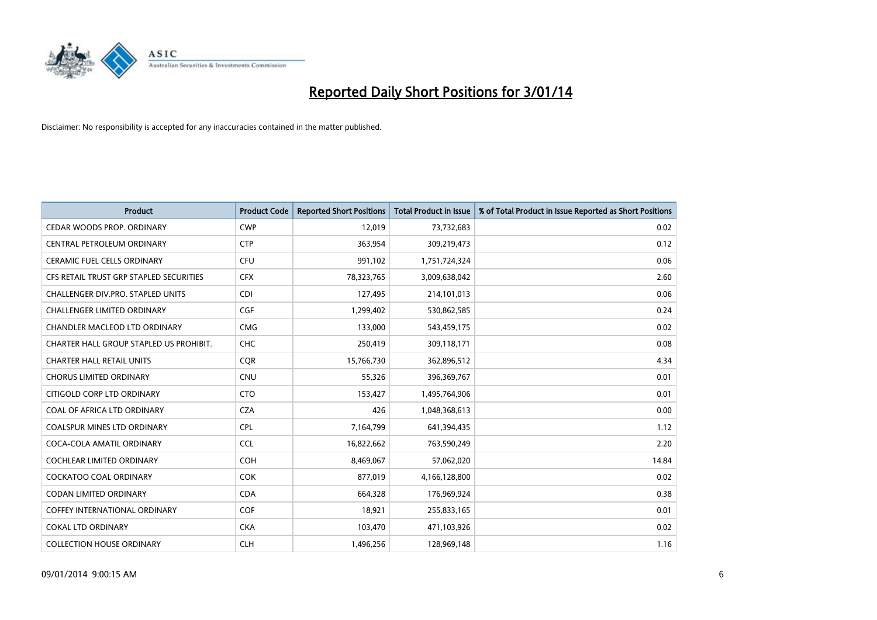# Reported Daily Short Positions for 3/01/14

Disclaimer: No responsibility is accepted for any inaccuracies contained in the matter published.

| Product | Product Code | Reported Short Positions | Total Product in Issue | % of Total Product in Issue Reported as Short Positions |
|---|---|---|---|---|
| CEDAR WOODS PROP. ORDINARY | CWP | 12,019 | 73,732,683 | 0.02 |
| CENTRAL PETROLEUM ORDINARY | CTP | 363,954 | 309,219,473 | 0.12 |
| CERAMIC FUEL CELLS ORDINARY | CFU | 991,102 | 1,751,724,324 | 0.06 |
| CFS RETAIL TRUST GRP STAPLED SECURITIES | CFX | 78,323,765 | 3,009,638,042 | 2.60 |
| CHALLENGER DIV.PRO. STAPLED UNITS | CDI | 127,495 | 214,101,013 | 0.06 |
| CHALLENGER LIMITED ORDINARY | CGF | 1,299,402 | 530,862,585 | 0.24 |
| CHANDLER MACLEOD LTD ORDINARY | CMG | 133,000 | 543,459,175 | 0.02 |
| CHARTER HALL GROUP STAPLED US PROHIBIT. | CHC | 250,419 | 309,118,171 | 0.08 |
| CHARTER HALL RETAIL UNITS | CQR | 15,766,730 | 362,896,512 | 4.34 |
| CHORUS LIMITED ORDINARY | CNU | 55,326 | 396,369,767 | 0.01 |
| CITIGOLD CORP LTD ORDINARY | CTO | 153,427 | 1,495,764,906 | 0.01 |
| COAL OF AFRICA LTD ORDINARY | CZA | 426 | 1,048,368,613 | 0.00 |
| COALSPUR MINES LTD ORDINARY | CPL | 7,164,799 | 641,394,435 | 1.12 |
| COCA-COLA AMATIL ORDINARY | CCL | 16,822,662 | 763,590,249 | 2.20 |
| COCHLEAR LIMITED ORDINARY | COH | 8,469,067 | 57,062,020 | 14.84 |
| COCKATOO COAL ORDINARY | COK | 877,019 | 4,166,128,800 | 0.02 |
| CODAN LIMITED ORDINARY | CDA | 664,328 | 176,969,924 | 0.38 |
| COFFEY INTERNATIONAL ORDINARY | COF | 18,921 | 255,833,165 | 0.01 |
| COKAL LTD ORDINARY | CKA | 103,470 | 471,103,926 | 0.02 |
| COLLECTION HOUSE ORDINARY | CLH | 1,496,256 | 128,969,148 | 1.16 |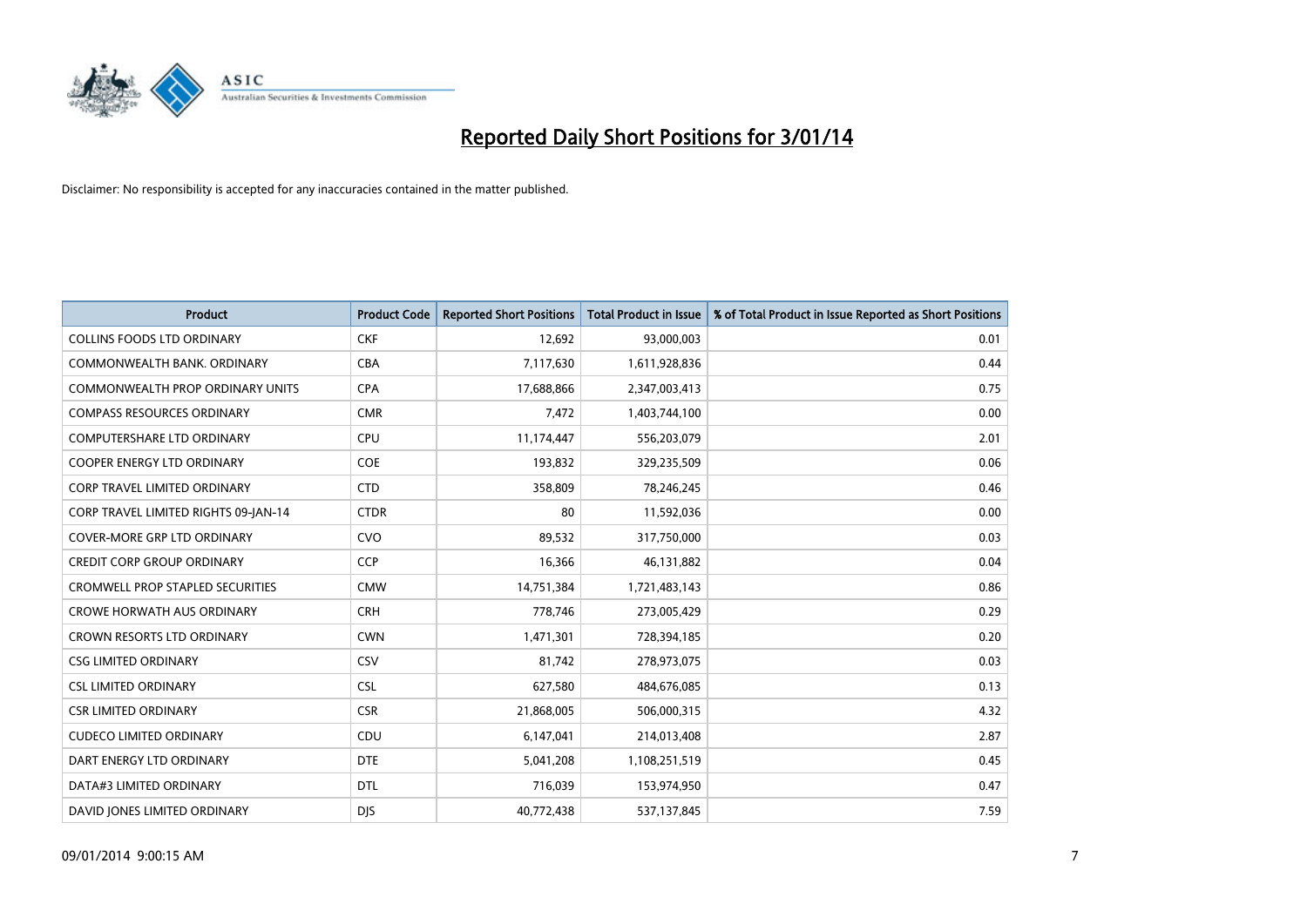# Reported Daily Short Positions for 3/01/14

Disclaimer: No responsibility is accepted for any inaccuracies contained in the matter published.

| Product | Product Code | Reported Short Positions | Total Product in Issue | % of Total Product in Issue Reported as Short Positions |
|---|---|---|---|---|
| COLLINS FOODS LTD ORDINARY | CKF | 12,692 | 93,000,003 | 0.01 |
| COMMONWEALTH BANK. ORDINARY | CBA | 7,117,630 | 1,611,928,836 | 0.44 |
| COMMONWEALTH PROP ORDINARY UNITS | CPA | 17,688,866 | 2,347,003,413 | 0.75 |
| COMPASS RESOURCES ORDINARY | CMR | 7,472 | 1,403,744,100 | 0.00 |
| COMPUTERSHARE LTD ORDINARY | CPU | 11,174,447 | 556,203,079 | 2.01 |
| COOPER ENERGY LTD ORDINARY | COE | 193,832 | 329,235,509 | 0.06 |
| CORP TRAVEL LIMITED ORDINARY | CTD | 358,809 | 78,246,245 | 0.46 |
| CORP TRAVEL LIMITED RIGHTS 09-JAN-14 | CTDR | 80 | 11,592,036 | 0.00 |
| COVER-MORE GRP LTD ORDINARY | CVO | 89,532 | 317,750,000 | 0.03 |
| CREDIT CORP GROUP ORDINARY | CCP | 16,366 | 46,131,882 | 0.04 |
| CROMWELL PROP STAPLED SECURITIES | CMW | 14,751,384 | 1,721,483,143 | 0.86 |
| CROWE HORWATH AUS ORDINARY | CRH | 778,746 | 273,005,429 | 0.29 |
| CROWN RESORTS LTD ORDINARY | CWN | 1,471,301 | 728,394,185 | 0.20 |
| CSG LIMITED ORDINARY | CSV | 81,742 | 278,973,075 | 0.03 |
| CSL LIMITED ORDINARY | CSL | 627,580 | 484,676,085 | 0.13 |
| CSR LIMITED ORDINARY | CSR | 21,868,005 | 506,000,315 | 4.32 |
| CUDECO LIMITED ORDINARY | CDU | 6,147,041 | 214,013,408 | 2.87 |
| DART ENERGY LTD ORDINARY | DTE | 5,041,208 | 1,108,251,519 | 0.45 |
| DATA#3 LIMITED ORDINARY | DTL | 716,039 | 153,974,950 | 0.47 |
| DAVID JONES LIMITED ORDINARY | DJS | 40,772,438 | 537,137,845 | 7.59 |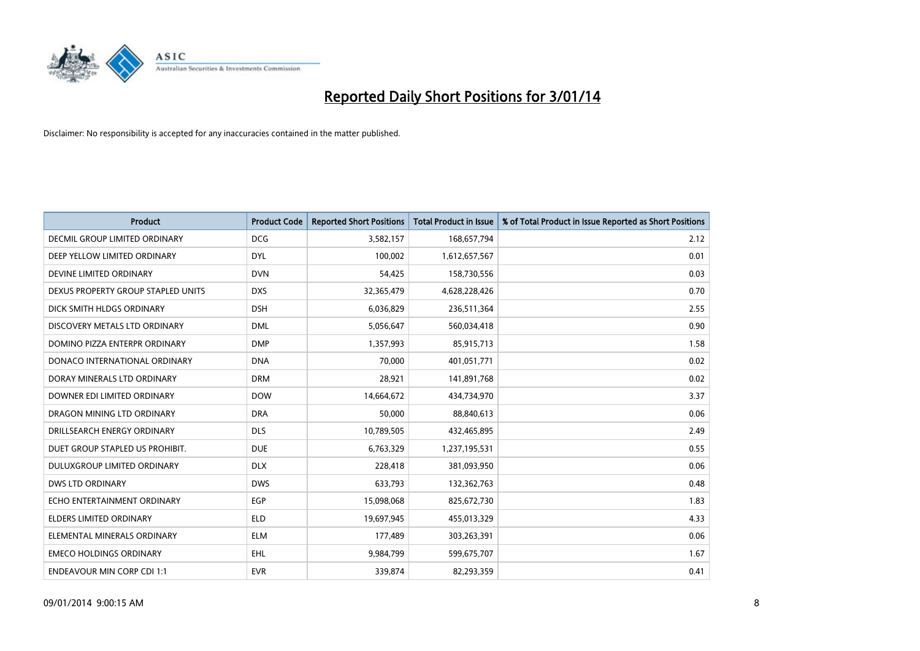# Reported Daily Short Positions for 3/01/14

Disclaimer: No responsibility is accepted for any inaccuracies contained in the matter published.

| Product | Product Code | Reported Short Positions | Total Product in Issue | % of Total Product in Issue Reported as Short Positions |
| --- | --- | --- | --- | --- |
| DECMIL GROUP LIMITED ORDINARY | DCG | 3,582,157 | 168,657,794 | 2.12 |
| DEEP YELLOW LIMITED ORDINARY | DYL | 100,002 | 1,612,657,567 | 0.01 |
| DEVINE LIMITED ORDINARY | DVN | 54,425 | 158,730,556 | 0.03 |
| DEXUS PROPERTY GROUP STAPLED UNITS | DXS | 32,365,479 | 4,628,228,426 | 0.70 |
| DICK SMITH HLDGS ORDINARY | DSH | 6,036,829 | 236,511,364 | 2.55 |
| DISCOVERY METALS LTD ORDINARY | DML | 5,056,647 | 560,034,418 | 0.90 |
| DOMINO PIZZA ENTERPR ORDINARY | DMP | 1,357,993 | 85,915,713 | 1.58 |
| DONACO INTERNATIONAL ORDINARY | DNA | 70,000 | 401,051,771 | 0.02 |
| DORAY MINERALS LTD ORDINARY | DRM | 28,921 | 141,891,768 | 0.02 |
| DOWNER EDI LIMITED ORDINARY | DOW | 14,664,672 | 434,734,970 | 3.37 |
| DRAGON MINING LTD ORDINARY | DRA | 50,000 | 88,840,613 | 0.06 |
| DRILLSEARCH ENERGY ORDINARY | DLS | 10,789,505 | 432,465,895 | 2.49 |
| DUET GROUP STAPLED US PROHIBIT. | DUE | 6,763,329 | 1,237,195,531 | 0.55 |
| DULUXGROUP LIMITED ORDINARY | DLX | 228,418 | 381,093,950 | 0.06 |
| DWS LTD ORDINARY | DWS | 633,793 | 132,362,763 | 0.48 |
| ECHO ENTERTAINMENT ORDINARY | EGP | 15,098,068 | 825,672,730 | 1.83 |
| ELDERS LIMITED ORDINARY | ELD | 19,697,945 | 455,013,329 | 4.33 |
| ELEMENTAL MINERALS ORDINARY | ELM | 177,489 | 303,263,391 | 0.06 |
| EMECO HOLDINGS ORDINARY | EHL | 9,984,799 | 599,675,707 | 1.67 |
| ENDEAVOUR MIN CORP CDI 1:1 | EVR | 339,874 | 82,293,359 | 0.41 |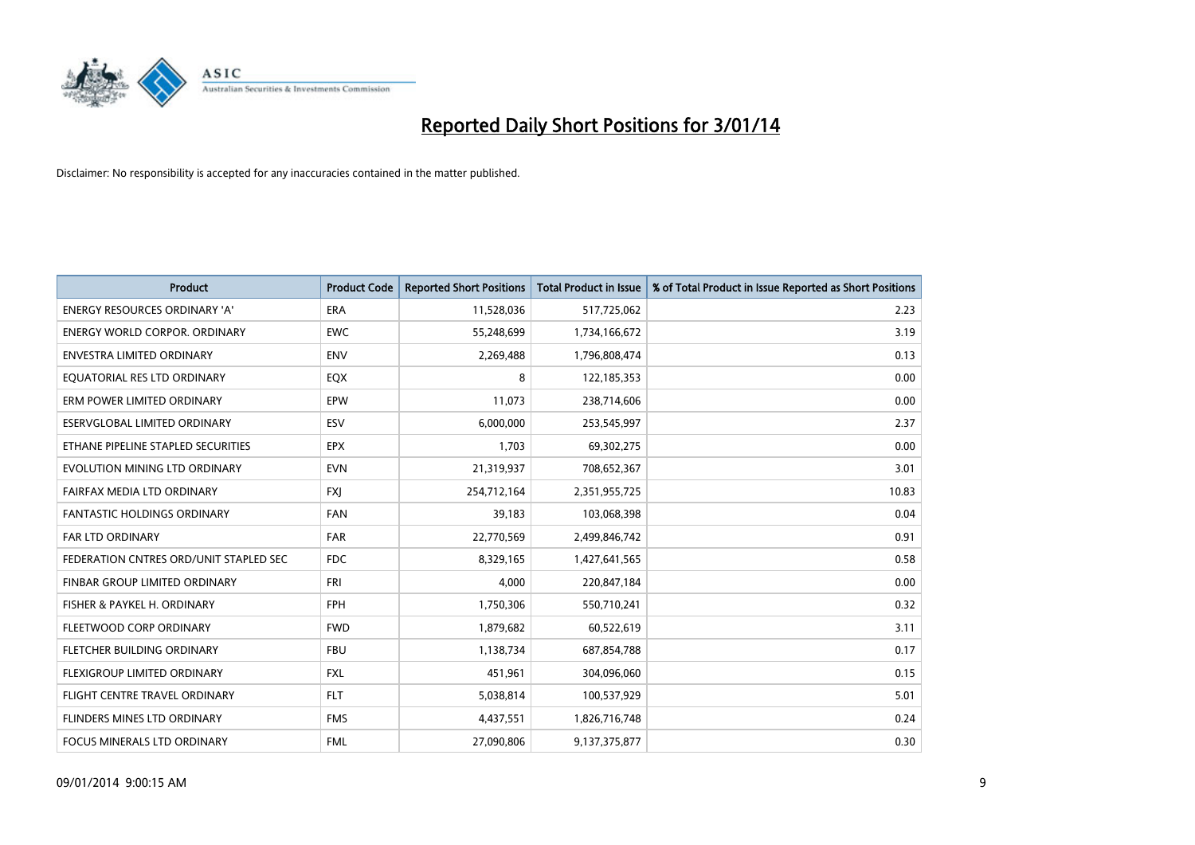# Reported Daily Short Positions for 3/01/14

Disclaimer: No responsibility is accepted for any inaccuracies contained in the matter published.

| Product | Product Code | Reported Short Positions | Total Product in Issue | % of Total Product in Issue Reported as Short Positions |
|---|---|---|---|---|
| ENERGY RESOURCES ORDINARY 'A' | ERA | 11,528,036 | 517,725,062 | 2.23 |
| ENERGY WORLD CORPOR. ORDINARY | EWC | 55,248,699 | 1,734,166,672 | 3.19 |
| ENVESTRA LIMITED ORDINARY | ENV | 2,269,488 | 1,796,808,474 | 0.13 |
| EQUATORIAL RES LTD ORDINARY | EQX | 8 | 122,185,353 | 0.00 |
| ERM POWER LIMITED ORDINARY | EPW | 11,073 | 238,714,606 | 0.00 |
| ESERVGLOBAL LIMITED ORDINARY | ESV | 6,000,000 | 253,545,997 | 2.37 |
| ETHANE PIPELINE STAPLED SECURITIES | EPX | 1,703 | 69,302,275 | 0.00 |
| EVOLUTION MINING LTD ORDINARY | EVN | 21,319,937 | 708,652,367 | 3.01 |
| FAIRFAX MEDIA LTD ORDINARY | FXJ | 254,712,164 | 2,351,955,725 | 10.83 |
| FANTASTIC HOLDINGS ORDINARY | FAN | 39,183 | 103,068,398 | 0.04 |
| FAR LTD ORDINARY | FAR | 22,770,569 | 2,499,846,742 | 0.91 |
| FEDERATION CNTRES ORD/UNIT STAPLED SEC | FDC | 8,329,165 | 1,427,641,565 | 0.58 |
| FINBAR GROUP LIMITED ORDINARY | FRI | 4,000 | 220,847,184 | 0.00 |
| FISHER & PAYKEL H. ORDINARY | FPH | 1,750,306 | 550,710,241 | 0.32 |
| FLEETWOOD CORP ORDINARY | FWD | 1,879,682 | 60,522,619 | 3.11 |
| FLETCHER BUILDING ORDINARY | FBU | 1,138,734 | 687,854,788 | 0.17 |
| FLEXIGROUP LIMITED ORDINARY | FXL | 451,961 | 304,096,060 | 0.15 |
| FLIGHT CENTRE TRAVEL ORDINARY | FLT | 5,038,814 | 100,537,929 | 5.01 |
| FLINDERS MINES LTD ORDINARY | FMS | 4,437,551 | 1,826,716,748 | 0.24 |
| FOCUS MINERALS LTD ORDINARY | FML | 27,090,806 | 9,137,375,877 | 0.30 |

09/01/2014 9:00:15 AM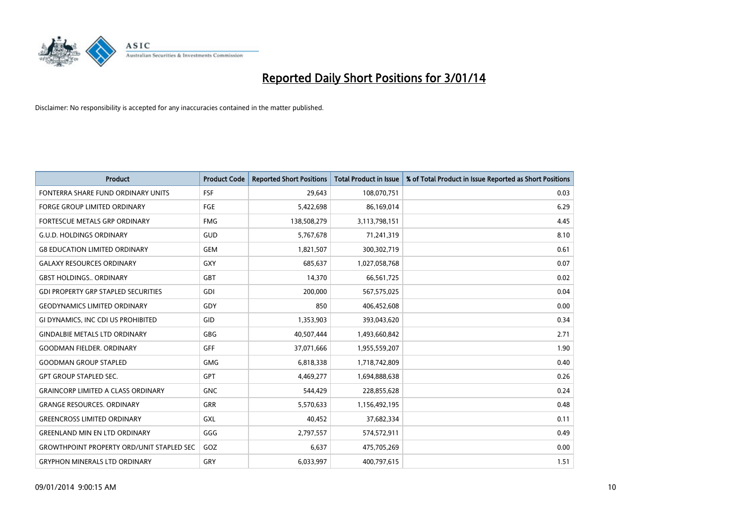# Reported Daily Short Positions for 3/01/14

Disclaimer: No responsibility is accepted for any inaccuracies contained in the matter published.

| Product | Product Code | Reported Short Positions | Total Product in Issue | % of Total Product in Issue Reported as Short Positions |
| --- | --- | --- | --- | --- |
| FONTERRA SHARE FUND ORDINARY UNITS | FSF | 29,643 | 108,070,751 | 0.03 |
| FORGE GROUP LIMITED ORDINARY | FGE | 5,422,698 | 86,169,014 | 6.29 |
| FORTESCUE METALS GRP ORDINARY | FMG | 138,508,279 | 3,113,798,151 | 4.45 |
| G.U.D. HOLDINGS ORDINARY | GUD | 5,767,678 | 71,241,319 | 8.10 |
| G8 EDUCATION LIMITED ORDINARY | GEM | 1,821,507 | 300,302,719 | 0.61 |
| GALAXY RESOURCES ORDINARY | GXY | 685,637 | 1,027,058,768 | 0.07 |
| GBST HOLDINGS.. ORDINARY | GBT | 14,370 | 66,561,725 | 0.02 |
| GDI PROPERTY GRP STAPLED SECURITIES | GDI | 200,000 | 567,575,025 | 0.04 |
| GEODYNAMICS LIMITED ORDINARY | GDY | 850 | 406,452,608 | 0.00 |
| GI DYNAMICS, INC CDI US PROHIBITED | GID | 1,353,903 | 393,043,620 | 0.34 |
| GINDALBIE METALS LTD ORDINARY | GBG | 40,507,444 | 1,493,660,842 | 2.71 |
| GOODMAN FIELDER. ORDINARY | GFF | 37,071,666 | 1,955,559,207 | 1.90 |
| GOODMAN GROUP STAPLED | GMG | 6,818,338 | 1,718,742,809 | 0.40 |
| GPT GROUP STAPLED SEC. | GPT | 4,469,277 | 1,694,888,638 | 0.26 |
| GRAINCORP LIMITED A CLASS ORDINARY | GNC | 544,429 | 228,855,628 | 0.24 |
| GRANGE RESOURCES. ORDINARY | GRR | 5,570,633 | 1,156,492,195 | 0.48 |
| GREENCROSS LIMITED ORDINARY | GXL | 40,452 | 37,682,334 | 0.11 |
| GREENLAND MIN EN LTD ORDINARY | GGG | 2,797,557 | 574,572,911 | 0.49 |
| GROWTHPOINT PROPERTY ORD/UNIT STAPLED SEC | GOZ | 6,637 | 475,705,269 | 0.00 |
| GRYPHON MINERALS LTD ORDINARY | GRY | 6,033,997 | 400,797,615 | 1.51 |

09/01/2014 9:00:15 AM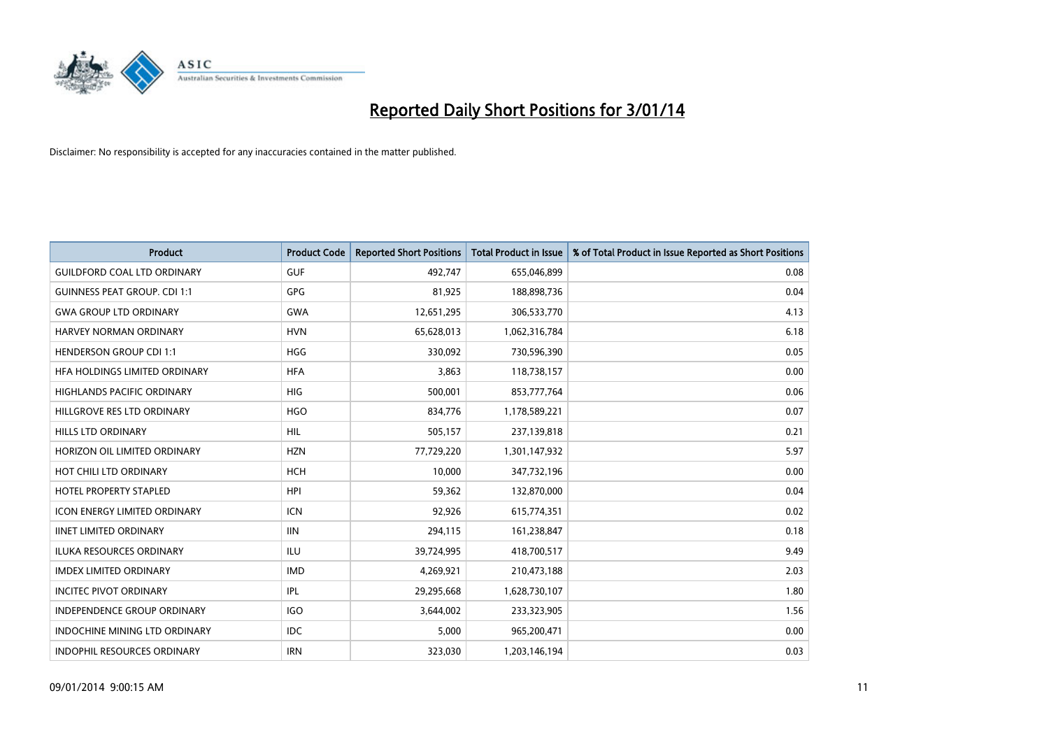# Reported Daily Short Positions for 3/01/14

Disclaimer: No responsibility is accepted for any inaccuracies contained in the matter published.

| Product | Product Code | Reported Short Positions | Total Product in Issue | % of Total Product in Issue Reported as Short Positions |
|---|---|---|---|---|
| GUILDFORD COAL LTD ORDINARY | GUF | 492,747 | 655,046,899 | 0.08 |
| GUINNESS PEAT GROUP. CDI 1:1 | GPG | 81,925 | 188,898,736 | 0.04 |
| GWA GROUP LTD ORDINARY | GWA | 12,651,295 | 306,533,770 | 4.13 |
| HARVEY NORMAN ORDINARY | HVN | 65,628,013 | 1,062,316,784 | 6.18 |
| HENDERSON GROUP CDI 1:1 | HGG | 330,092 | 730,596,390 | 0.05 |
| HFA HOLDINGS LIMITED ORDINARY | HFA | 3,863 | 118,738,157 | 0.00 |
| HIGHLANDS PACIFIC ORDINARY | HIG | 500,001 | 853,777,764 | 0.06 |
| HILLGROVE RES LTD ORDINARY | HGO | 834,776 | 1,178,589,221 | 0.07 |
| HILLS LTD ORDINARY | HIL | 505,157 | 237,139,818 | 0.21 |
| HORIZON OIL LIMITED ORDINARY | HZN | 77,729,220 | 1,301,147,932 | 5.97 |
| HOT CHILI LTD ORDINARY | HCH | 10,000 | 347,732,196 | 0.00 |
| HOTEL PROPERTY STAPLED | HPI | 59,362 | 132,870,000 | 0.04 |
| ICON ENERGY LIMITED ORDINARY | ICN | 92,926 | 615,774,351 | 0.02 |
| IINET LIMITED ORDINARY | IIN | 294,115 | 161,238,847 | 0.18 |
| ILUKA RESOURCES ORDINARY | ILU | 39,724,995 | 418,700,517 | 9.49 |
| IMDEX LIMITED ORDINARY | IMD | 4,269,921 | 210,473,188 | 2.03 |
| INCITEC PIVOT ORDINARY | IPL | 29,295,668 | 1,628,730,107 | 1.80 |
| INDEPENDENCE GROUP ORDINARY | IGO | 3,644,002 | 233,323,905 | 1.56 |
| INDOCHINE MINING LTD ORDINARY | IDC | 5,000 | 965,200,471 | 0.00 |
| INDOPHIL RESOURCES ORDINARY | IRN | 323,030 | 1,203,146,194 | 0.03 |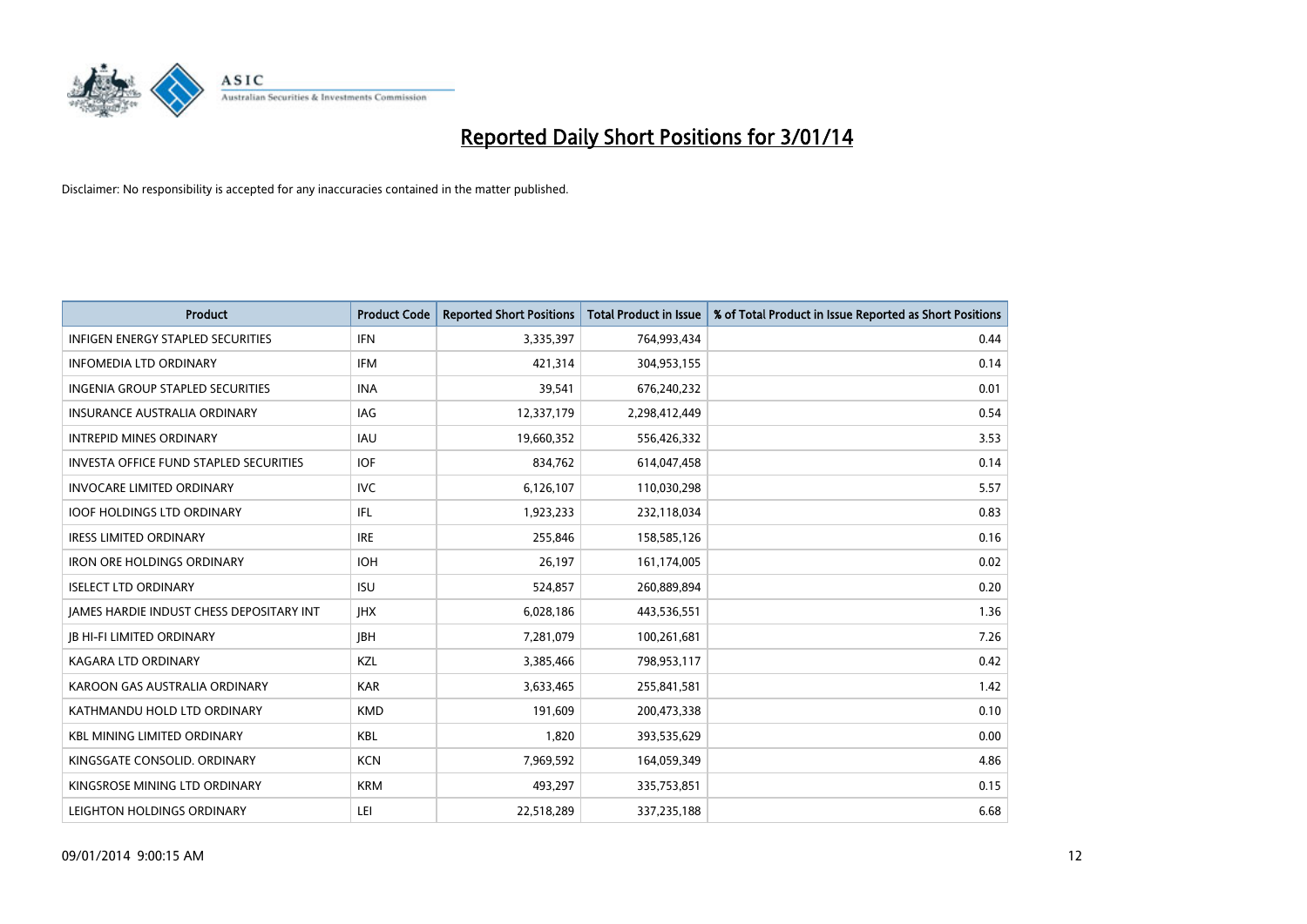# Reported Daily Short Positions for 3/01/14

Disclaimer: No responsibility is accepted for any inaccuracies contained in the matter published.

| Product | Product Code | Reported Short Positions | Total Product in Issue | % of Total Product in Issue Reported as Short Positions |
|---|---|---|---|---|
| INFIGEN ENERGY STAPLED SECURITIES | IFN | 3,335,397 | 764,993,434 | 0.44 |
| INFOMEDIA LTD ORDINARY | IFM | 421,314 | 304,953,155 | 0.14 |
| INGENIA GROUP STAPLED SECURITIES | INA | 39,541 | 676,240,232 | 0.01 |
| INSURANCE AUSTRALIA ORDINARY | IAG | 12,337,179 | 2,298,412,449 | 0.54 |
| INTREPID MINES ORDINARY | IAU | 19,660,352 | 556,426,332 | 3.53 |
| INVESTA OFFICE FUND STAPLED SECURITIES | IOF | 834,762 | 614,047,458 | 0.14 |
| INVOCARE LIMITED ORDINARY | IVC | 6,126,107 | 110,030,298 | 5.57 |
| IOOF HOLDINGS LTD ORDINARY | IFL | 1,923,233 | 232,118,034 | 0.83 |
| IRESS LIMITED ORDINARY | IRE | 255,846 | 158,585,126 | 0.16 |
| IRON ORE HOLDINGS ORDINARY | IOH | 26,197 | 161,174,005 | 0.02 |
| ISELECT LTD ORDINARY | ISU | 524,857 | 260,889,894 | 0.20 |
| JAMES HARDIE INDUST CHESS DEPOSITARY INT | JHX | 6,028,186 | 443,536,551 | 1.36 |
| JB HI-FI LIMITED ORDINARY | JBH | 7,281,079 | 100,261,681 | 7.26 |
| KAGARA LTD ORDINARY | KZL | 3,385,466 | 798,953,117 | 0.42 |
| KAROON GAS AUSTRALIA ORDINARY | KAR | 3,633,465 | 255,841,581 | 1.42 |
| KATHMANDU HOLD LTD ORDINARY | KMD | 191,609 | 200,473,338 | 0.10 |
| KBL MINING LIMITED ORDINARY | KBL | 1,820 | 393,535,629 | 0.00 |
| KINGSGATE CONSOLID. ORDINARY | KCN | 7,969,592 | 164,059,349 | 4.86 |
| KINGSROSE MINING LTD ORDINARY | KRM | 493,297 | 335,753,851 | 0.15 |
| LEIGHTON HOLDINGS ORDINARY | LEI | 22,518,289 | 337,235,188 | 6.68 |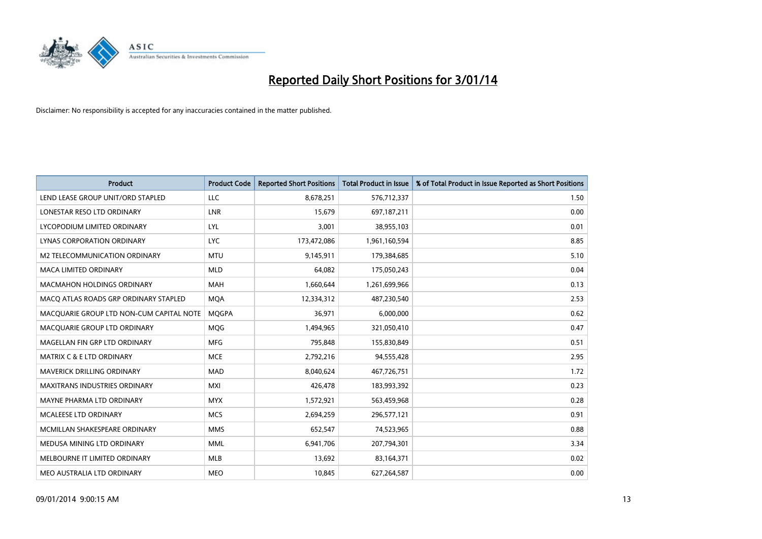# Reported Daily Short Positions for 3/01/14

Disclaimer: No responsibility is accepted for any inaccuracies contained in the matter published.

| Product | Product Code | Reported Short Positions | Total Product in Issue | % of Total Product in Issue Reported as Short Positions |
|---|---|---|---|---|
| LEND LEASE GROUP UNIT/ORD STAPLED | LLC | 8,678,251 | 576,712,337 | 1.50 |
| LONESTAR RESO LTD ORDINARY | LNR | 15,679 | 697,187,211 | 0.00 |
| LYCOPODIUM LIMITED ORDINARY | LYL | 3,001 | 38,955,103 | 0.01 |
| LYNAS CORPORATION ORDINARY | LYC | 173,472,086 | 1,961,160,594 | 8.85 |
| M2 TELECOMMUNICATION ORDINARY | MTU | 9,145,911 | 179,384,685 | 5.10 |
| MACA LIMITED ORDINARY | MLD | 64,082 | 175,050,243 | 0.04 |
| MACMAHON HOLDINGS ORDINARY | MAH | 1,660,644 | 1,261,699,966 | 0.13 |
| MACQ ATLAS ROADS GRP ORDINARY STAPLED | MQA | 12,334,312 | 487,230,540 | 2.53 |
| MACQUARIE GROUP LTD NON-CUM CAPITAL NOTE | MQGPA | 36,971 | 6,000,000 | 0.62 |
| MACQUARIE GROUP LTD ORDINARY | MQG | 1,494,965 | 321,050,410 | 0.47 |
| MAGELLAN FIN GRP LTD ORDINARY | MFG | 795,848 | 155,830,849 | 0.51 |
| MATRIX C & E LTD ORDINARY | MCE | 2,792,216 | 94,555,428 | 2.95 |
| MAVERICK DRILLING ORDINARY | MAD | 8,040,624 | 467,726,751 | 1.72 |
| MAXITRANS INDUSTRIES ORDINARY | MXI | 426,478 | 183,993,392 | 0.23 |
| MAYNE PHARMA LTD ORDINARY | MYX | 1,572,921 | 563,459,968 | 0.28 |
| MCALEESE LTD ORDINARY | MCS | 2,694,259 | 296,577,121 | 0.91 |
| MCMILLAN SHAKESPEARE ORDINARY | MMS | 652,547 | 74,523,965 | 0.88 |
| MEDUSA MINING LTD ORDINARY | MML | 6,941,706 | 207,794,301 | 3.34 |
| MELBOURNE IT LIMITED ORDINARY | MLB | 13,692 | 83,164,371 | 0.02 |
| MEO AUSTRALIA LTD ORDINARY | MEO | 10,845 | 627,264,587 | 0.00 |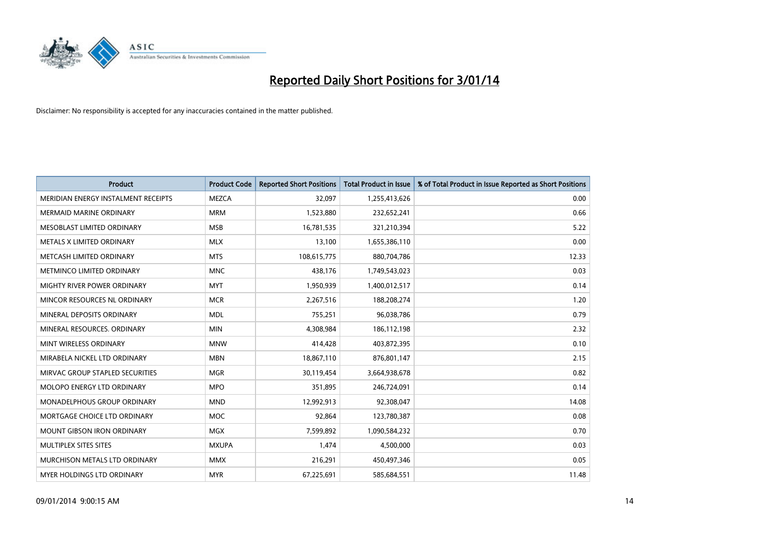# Reported Daily Short Positions for 3/01/14

Disclaimer: No responsibility is accepted for any inaccuracies contained in the matter published.

| Product | Product Code | Reported Short Positions | Total Product in Issue | % of Total Product in Issue Reported as Short Positions |
|---|---|---|---|---|
| MERIDIAN ENERGY INSTALMENT RECEIPTS | MEZCA | 32,097 | 1,255,413,626 | 0.00 |
| MERMAID MARINE ORDINARY | MRM | 1,523,880 | 232,652,241 | 0.66 |
| MESOBLAST LIMITED ORDINARY | MSB | 16,781,535 | 321,210,394 | 5.22 |
| METALS X LIMITED ORDINARY | MLX | 13,100 | 1,655,386,110 | 0.00 |
| METCASH LIMITED ORDINARY | MTS | 108,615,775 | 880,704,786 | 12.33 |
| METMINCO LIMITED ORDINARY | MNC | 438,176 | 1,749,543,023 | 0.03 |
| MIGHTY RIVER POWER ORDINARY | MYT | 1,950,939 | 1,400,012,517 | 0.14 |
| MINCOR RESOURCES NL ORDINARY | MCR | 2,267,516 | 188,208,274 | 1.20 |
| MINERAL DEPOSITS ORDINARY | MDL | 755,251 | 96,038,786 | 0.79 |
| MINERAL RESOURCES. ORDINARY | MIN | 4,308,984 | 186,112,198 | 2.32 |
| MINT WIRELESS ORDINARY | MNW | 414,428 | 403,872,395 | 0.10 |
| MIRABELA NICKEL LTD ORDINARY | MBN | 18,867,110 | 876,801,147 | 2.15 |
| MIRVAC GROUP STAPLED SECURITIES | MGR | 30,119,454 | 3,664,938,678 | 0.82 |
| MOLOPO ENERGY LTD ORDINARY | MPO | 351,895 | 246,724,091 | 0.14 |
| MONADELPHOUS GROUP ORDINARY | MND | 12,992,913 | 92,308,047 | 14.08 |
| MORTGAGE CHOICE LTD ORDINARY | MOC | 92,864 | 123,780,387 | 0.08 |
| MOUNT GIBSON IRON ORDINARY | MGX | 7,599,892 | 1,090,584,232 | 0.70 |
| MULTIPLEX SITES SITES | MXUPA | 1,474 | 4,500,000 | 0.03 |
| MURCHISON METALS LTD ORDINARY | MMX | 216,291 | 450,497,346 | 0.05 |
| MYER HOLDINGS LTD ORDINARY | MYR | 67,225,691 | 585,684,551 | 11.48 |

09/01/2014 9:00:15 AM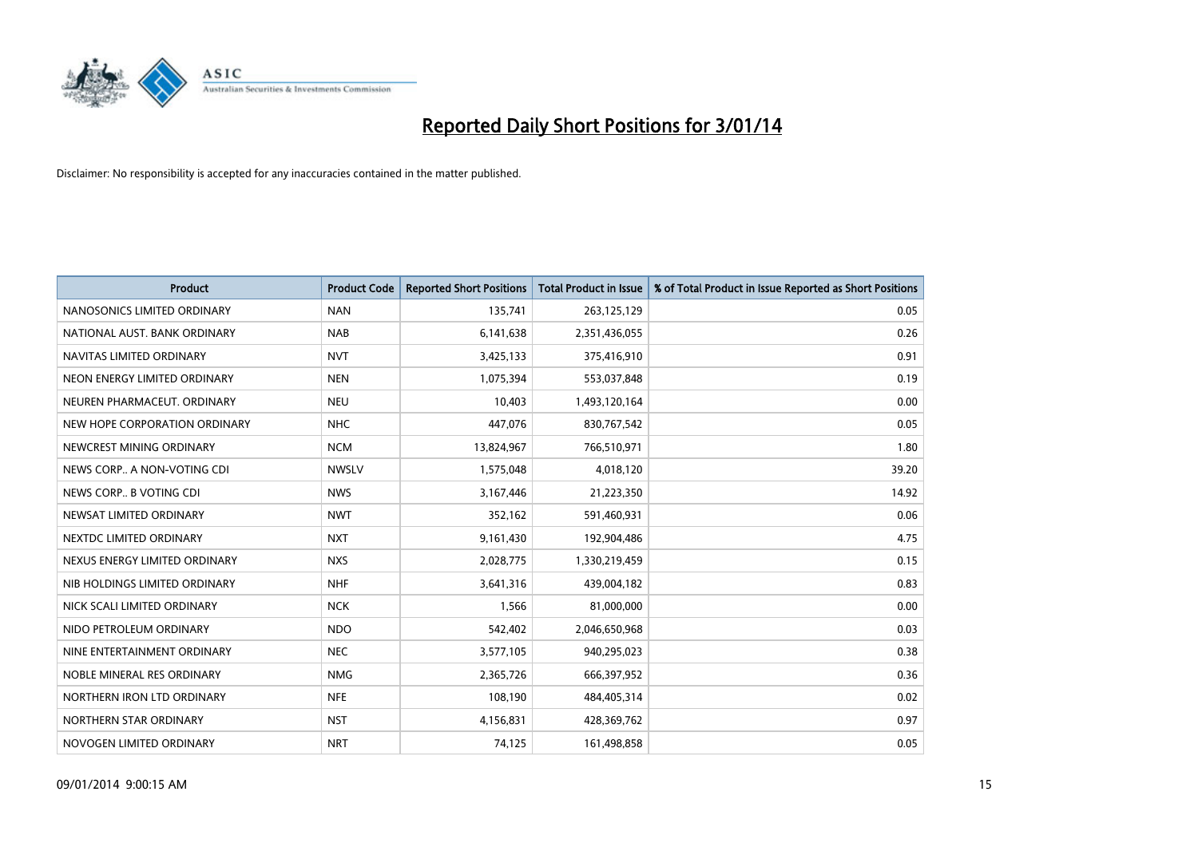# Reported Daily Short Positions for 3/01/14

Disclaimer: No responsibility is accepted for any inaccuracies contained in the matter published.

| Product | Product Code | Reported Short Positions | Total Product in Issue | % of Total Product in Issue Reported as Short Positions |
|---|---|---|---|---|
| NANOSONICS LIMITED ORDINARY | NAN | 135,741 | 263,125,129 | 0.05 |
| NATIONAL AUST. BANK ORDINARY | NAB | 6,141,638 | 2,351,436,055 | 0.26 |
| NAVITAS LIMITED ORDINARY | NVT | 3,425,133 | 375,416,910 | 0.91 |
| NEON ENERGY LIMITED ORDINARY | NEN | 1,075,394 | 553,037,848 | 0.19 |
| NEUREN PHARMACEUT. ORDINARY | NEU | 10,403 | 1,493,120,164 | 0.00 |
| NEW HOPE CORPORATION ORDINARY | NHC | 447,076 | 830,767,542 | 0.05 |
| NEWCREST MINING ORDINARY | NCM | 13,824,967 | 766,510,971 | 1.80 |
| NEWS CORP.. A NON-VOTING CDI | NWSLV | 1,575,048 | 4,018,120 | 39.20 |
| NEWS CORP.. B VOTING CDI | NWS | 3,167,446 | 21,223,350 | 14.92 |
| NEWSAT LIMITED ORDINARY | NWT | 352,162 | 591,460,931 | 0.06 |
| NEXTDC LIMITED ORDINARY | NXT | 9,161,430 | 192,904,486 | 4.75 |
| NEXUS ENERGY LIMITED ORDINARY | NXS | 2,028,775 | 1,330,219,459 | 0.15 |
| NIB HOLDINGS LIMITED ORDINARY | NHF | 3,641,316 | 439,004,182 | 0.83 |
| NICK SCALI LIMITED ORDINARY | NCK | 1,566 | 81,000,000 | 0.00 |
| NIDO PETROLEUM ORDINARY | NDO | 542,402 | 2,046,650,968 | 0.03 |
| NINE ENTERTAINMENT ORDINARY | NEC | 3,577,105 | 940,295,023 | 0.38 |
| NOBLE MINERAL RES ORDINARY | NMG | 2,365,726 | 666,397,952 | 0.36 |
| NORTHERN IRON LTD ORDINARY | NFE | 108,190 | 484,405,314 | 0.02 |
| NORTHERN STAR ORDINARY | NST | 4,156,831 | 428,369,762 | 0.97 |
| NOVOGEN LIMITED ORDINARY | NRT | 74,125 | 161,498,858 | 0.05 |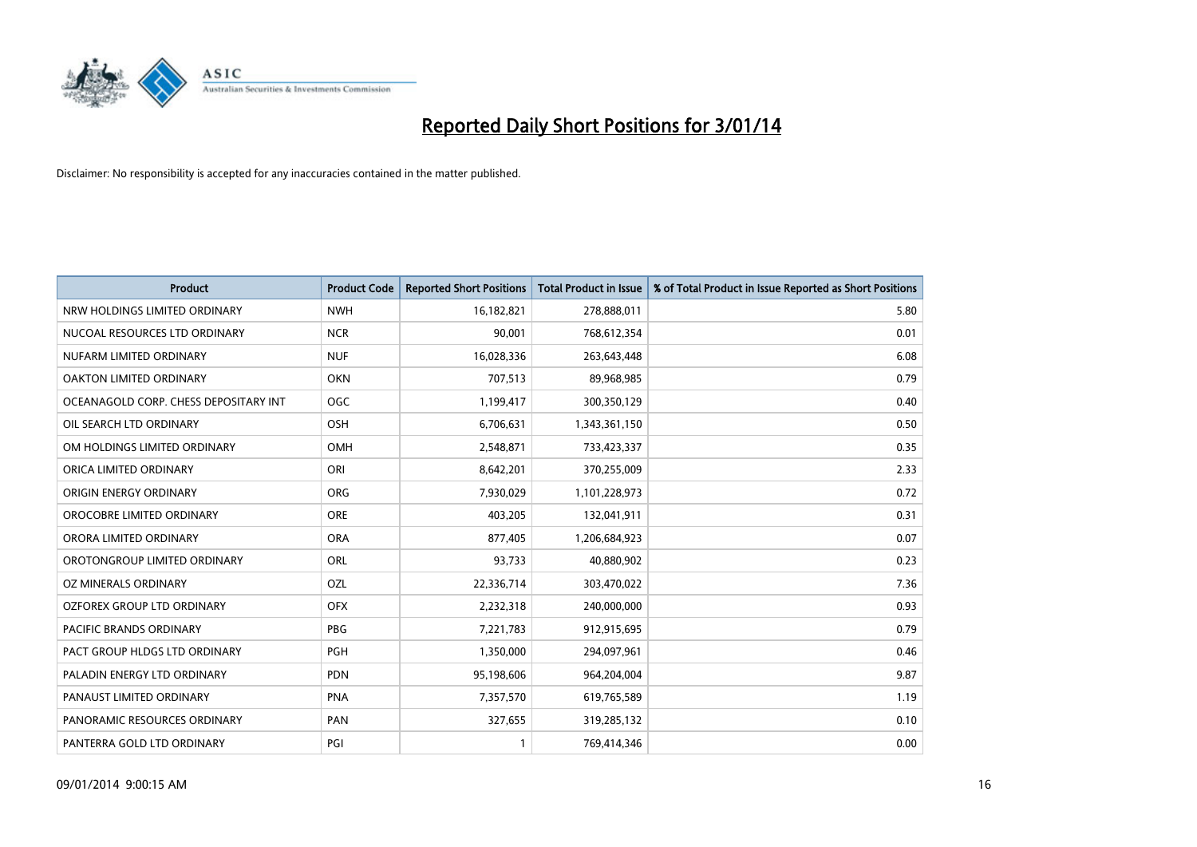# Reported Daily Short Positions for 3/01/14

Disclaimer: No responsibility is accepted for any inaccuracies contained in the matter published.

| Product | Product Code | Reported Short Positions | Total Product in Issue | % of Total Product in Issue Reported as Short Positions |
|---|---|---|---|---|
| NRW HOLDINGS LIMITED ORDINARY | NWH | 16,182,821 | 278,888,011 | 5.80 |
| NUCOAL RESOURCES LTD ORDINARY | NCR | 90,001 | 768,612,354 | 0.01 |
| NUFARM LIMITED ORDINARY | NUF | 16,028,336 | 263,643,448 | 6.08 |
| OAKTON LIMITED ORDINARY | OKN | 707,513 | 89,968,985 | 0.79 |
| OCEANAGOLD CORP. CHESS DEPOSITARY INT | OGC | 1,199,417 | 300,350,129 | 0.40 |
| OIL SEARCH LTD ORDINARY | OSH | 6,706,631 | 1,343,361,150 | 0.50 |
| OM HOLDINGS LIMITED ORDINARY | OMH | 2,548,871 | 733,423,337 | 0.35 |
| ORICA LIMITED ORDINARY | ORI | 8,642,201 | 370,255,009 | 2.33 |
| ORIGIN ENERGY ORDINARY | ORG | 7,930,029 | 1,101,228,973 | 0.72 |
| OROCOBRE LIMITED ORDINARY | ORE | 403,205 | 132,041,911 | 0.31 |
| ORORA LIMITED ORDINARY | ORA | 877,405 | 1,206,684,923 | 0.07 |
| OROTONGROUP LIMITED ORDINARY | ORL | 93,733 | 40,880,902 | 0.23 |
| OZ MINERALS ORDINARY | OZL | 22,336,714 | 303,470,022 | 7.36 |
| OZFOREX GROUP LTD ORDINARY | OFX | 2,232,318 | 240,000,000 | 0.93 |
| PACIFIC BRANDS ORDINARY | PBG | 7,221,783 | 912,915,695 | 0.79 |
| PACT GROUP HLDGS LTD ORDINARY | PGH | 1,350,000 | 294,097,961 | 0.46 |
| PALADIN ENERGY LTD ORDINARY | PDN | 95,198,606 | 964,204,004 | 9.87 |
| PANAUST LIMITED ORDINARY | PNA | 7,357,570 | 619,765,589 | 1.19 |
| PANORAMIC RESOURCES ORDINARY | PAN | 327,655 | 319,285,132 | 0.10 |
| PANTERRA GOLD LTD ORDINARY | PGI | 1 | 769,414,346 | 0.00 |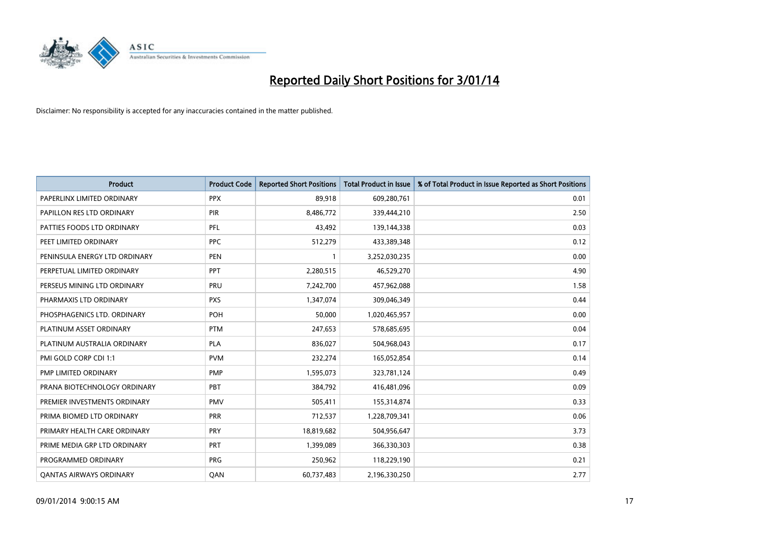# Reported Daily Short Positions for 3/01/14

Disclaimer: No responsibility is accepted for any inaccuracies contained in the matter published.

| Product | Product Code | Reported Short Positions | Total Product in Issue | % of Total Product in Issue Reported as Short Positions |
|---|---|---|---|---|
| PAPERLINX LIMITED ORDINARY | PPX | 89,918 | 609,280,761 | 0.01 |
| PAPILLON RES LTD ORDINARY | PIR | 8,486,772 | 339,444,210 | 2.50 |
| PATTIES FOODS LTD ORDINARY | PFL | 43,492 | 139,144,338 | 0.03 |
| PEET LIMITED ORDINARY | PPC | 512,279 | 433,389,348 | 0.12 |
| PENINSULA ENERGY LTD ORDINARY | PEN | 1 | 3,252,030,235 | 0.00 |
| PERPETUAL LIMITED ORDINARY | PPT | 2,280,515 | 46,529,270 | 4.90 |
| PERSEUS MINING LTD ORDINARY | PRU | 7,242,700 | 457,962,088 | 1.58 |
| PHARMAXIS LTD ORDINARY | PXS | 1,347,074 | 309,046,349 | 0.44 |
| PHOSPHAGENICS LTD. ORDINARY | POH | 50,000 | 1,020,465,957 | 0.00 |
| PLATINUM ASSET ORDINARY | PTM | 247,653 | 578,685,695 | 0.04 |
| PLATINUM AUSTRALIA ORDINARY | PLA | 836,027 | 504,968,043 | 0.17 |
| PMI GOLD CORP CDI 1:1 | PVM | 232,274 | 165,052,854 | 0.14 |
| PMP LIMITED ORDINARY | PMP | 1,595,073 | 323,781,124 | 0.49 |
| PRANA BIOTECHNOLOGY ORDINARY | PBT | 384,792 | 416,481,096 | 0.09 |
| PREMIER INVESTMENTS ORDINARY | PMV | 505,411 | 155,314,874 | 0.33 |
| PRIMA BIOMED LTD ORDINARY | PRR | 712,537 | 1,228,709,341 | 0.06 |
| PRIMARY HEALTH CARE ORDINARY | PRY | 18,819,682 | 504,956,647 | 3.73 |
| PRIME MEDIA GRP LTD ORDINARY | PRT | 1,399,089 | 366,330,303 | 0.38 |
| PROGRAMMED ORDINARY | PRG | 250,962 | 118,229,190 | 0.21 |
| QANTAS AIRWAYS ORDINARY | QAN | 60,737,483 | 2,196,330,250 | 2.77 |

09/01/2014 9:00:15 AM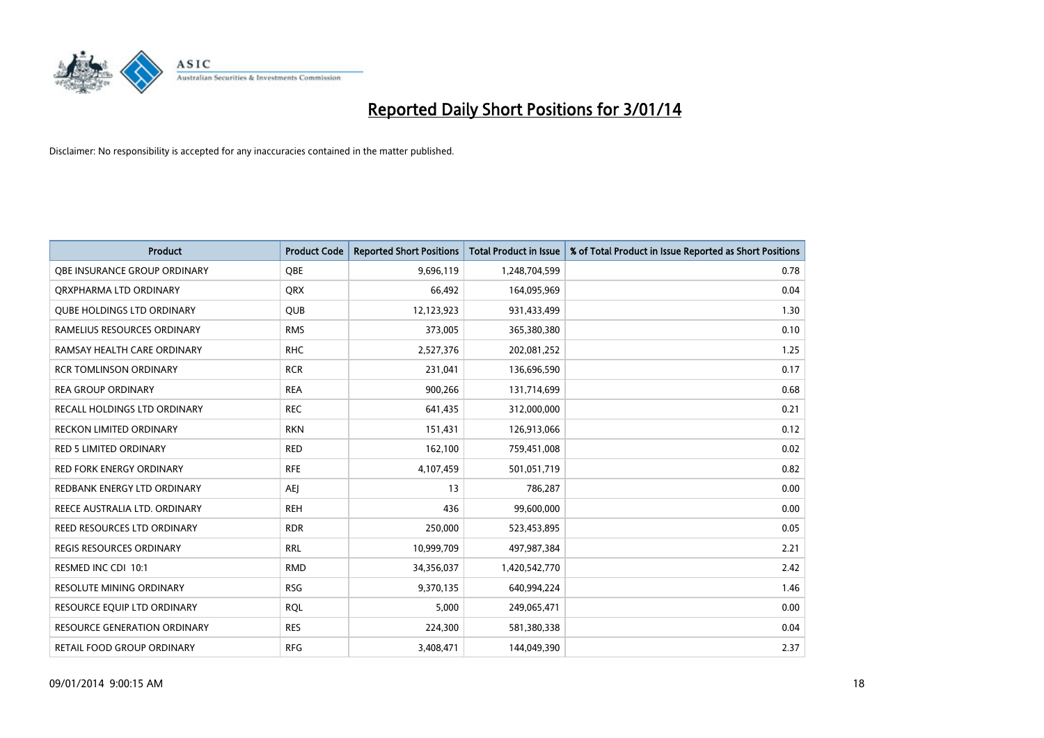# Reported Daily Short Positions for 3/01/14

Disclaimer: No responsibility is accepted for any inaccuracies contained in the matter published.

| Product | Product Code | Reported Short Positions | Total Product in Issue | % of Total Product in Issue Reported as Short Positions |
|---|---|---|---|---|
| QBE INSURANCE GROUP ORDINARY | QBE | 9,696,119 | 1,248,704,599 | 0.78 |
| QRXPHARMA LTD ORDINARY | QRX | 66,492 | 164,095,969 | 0.04 |
| QUBE HOLDINGS LTD ORDINARY | QUB | 12,123,923 | 931,433,499 | 1.30 |
| RAMELIUS RESOURCES ORDINARY | RMS | 373,005 | 365,380,380 | 0.10 |
| RAMSAY HEALTH CARE ORDINARY | RHC | 2,527,376 | 202,081,252 | 1.25 |
| RCR TOMLINSON ORDINARY | RCR | 231,041 | 136,696,590 | 0.17 |
| REA GROUP ORDINARY | REA | 900,266 | 131,714,699 | 0.68 |
| RECALL HOLDINGS LTD ORDINARY | REC | 641,435 | 312,000,000 | 0.21 |
| RECKON LIMITED ORDINARY | RKN | 151,431 | 126,913,066 | 0.12 |
| RED 5 LIMITED ORDINARY | RED | 162,100 | 759,451,008 | 0.02 |
| RED FORK ENERGY ORDINARY | RFE | 4,107,459 | 501,051,719 | 0.82 |
| REDBANK ENERGY LTD ORDINARY | AEJ | 13 | 786,287 | 0.00 |
| REECE AUSTRALIA LTD. ORDINARY | REH | 436 | 99,600,000 | 0.00 |
| REED RESOURCES LTD ORDINARY | RDR | 250,000 | 523,453,895 | 0.05 |
| REGIS RESOURCES ORDINARY | RRL | 10,999,709 | 497,987,384 | 2.21 |
| RESMED INC CDI 10:1 | RMD | 34,356,037 | 1,420,542,770 | 2.42 |
| RESOLUTE MINING ORDINARY | RSG | 9,370,135 | 640,994,224 | 1.46 |
| RESOURCE EQUIP LTD ORDINARY | RQL | 5,000 | 249,065,471 | 0.00 |
| RESOURCE GENERATION ORDINARY | RES | 224,300 | 581,380,338 | 0.04 |
| RETAIL FOOD GROUP ORDINARY | RFG | 3,408,471 | 144,049,390 | 2.37 |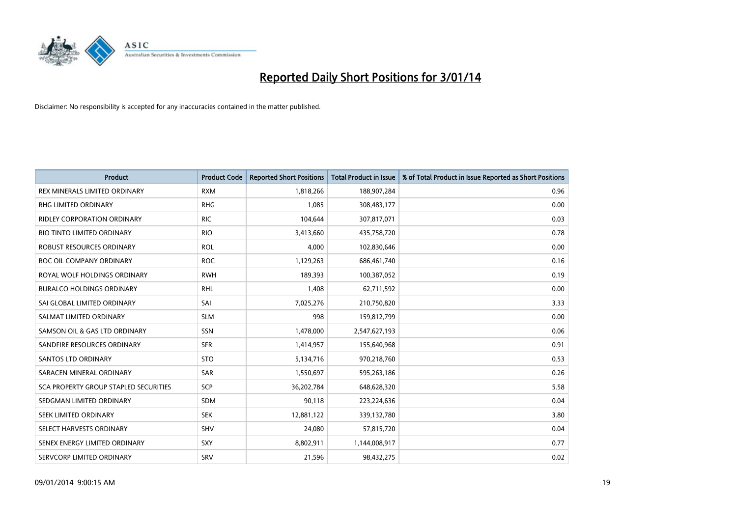# Reported Daily Short Positions for 3/01/14

Disclaimer: No responsibility is accepted for any inaccuracies contained in the matter published.

| Product | Product Code | Reported Short Positions | Total Product in Issue | % of Total Product in Issue Reported as Short Positions |
|---|---|---|---|---|
| REX MINERALS LIMITED ORDINARY | RXM | 1,818,266 | 188,907,284 | 0.96 |
| RHG LIMITED ORDINARY | RHG | 1,085 | 308,483,177 | 0.00 |
| RIDLEY CORPORATION ORDINARY | RIC | 104,644 | 307,817,071 | 0.03 |
| RIO TINTO LIMITED ORDINARY | RIO | 3,413,660 | 435,758,720 | 0.78 |
| ROBUST RESOURCES ORDINARY | ROL | 4,000 | 102,830,646 | 0.00 |
| ROC OIL COMPANY ORDINARY | ROC | 1,129,263 | 686,461,740 | 0.16 |
| ROYAL WOLF HOLDINGS ORDINARY | RWH | 189,393 | 100,387,052 | 0.19 |
| RURALCO HOLDINGS ORDINARY | RHL | 1,408 | 62,711,592 | 0.00 |
| SAI GLOBAL LIMITED ORDINARY | SAI | 7,025,276 | 210,750,820 | 3.33 |
| SALMAT LIMITED ORDINARY | SLM | 998 | 159,812,799 | 0.00 |
| SAMSON OIL & GAS LTD ORDINARY | SSN | 1,478,000 | 2,547,627,193 | 0.06 |
| SANDFIRE RESOURCES ORDINARY | SFR | 1,414,957 | 155,640,968 | 0.91 |
| SANTOS LTD ORDINARY | STO | 5,134,716 | 970,218,760 | 0.53 |
| SARACEN MINERAL ORDINARY | SAR | 1,550,697 | 595,263,186 | 0.26 |
| SCA PROPERTY GROUP STAPLED SECURITIES | SCP | 36,202,784 | 648,628,320 | 5.58 |
| SEDGMAN LIMITED ORDINARY | SDM | 90,118 | 223,224,636 | 0.04 |
| SEEK LIMITED ORDINARY | SEK | 12,881,122 | 339,132,780 | 3.80 |
| SELECT HARVESTS ORDINARY | SHV | 24,080 | 57,815,720 | 0.04 |
| SENEX ENERGY LIMITED ORDINARY | SXY | 8,802,911 | 1,144,008,917 | 0.77 |
| SERVCORP LIMITED ORDINARY | SRV | 21,596 | 98,432,275 | 0.02 |

09/01/2014 9:00:15 AM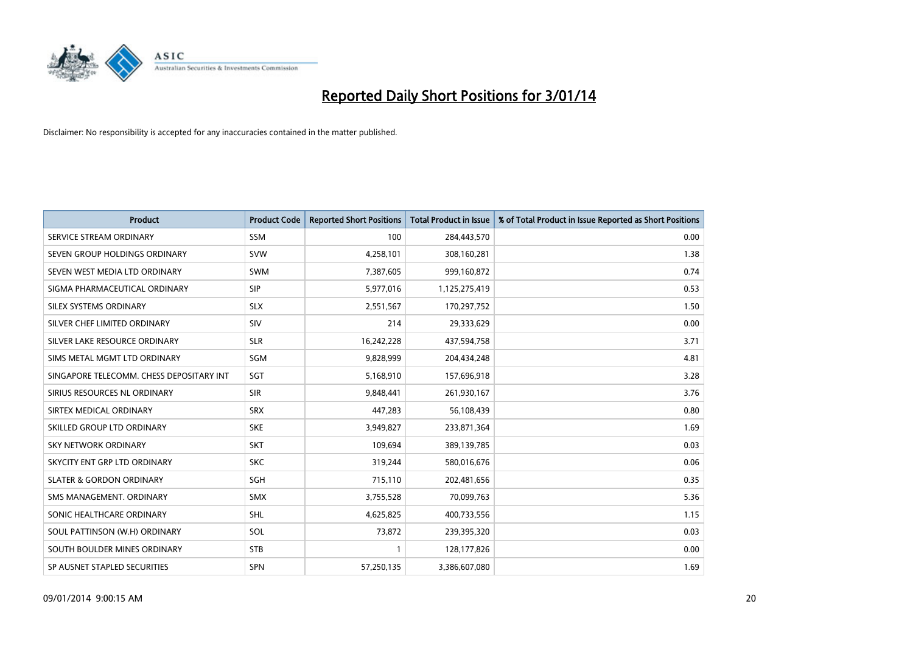# Reported Daily Short Positions for 3/01/14

Disclaimer: No responsibility is accepted for any inaccuracies contained in the matter published.

| Product | Product Code | Reported Short Positions | Total Product in Issue | % of Total Product in Issue Reported as Short Positions |
|---|---|---|---|---|
| SERVICE STREAM ORDINARY | SSM | 100 | 284,443,570 | 0.00 |
| SEVEN GROUP HOLDINGS ORDINARY | SVW | 4,258,101 | 308,160,281 | 1.38 |
| SEVEN WEST MEDIA LTD ORDINARY | SWM | 7,387,605 | 999,160,872 | 0.74 |
| SIGMA PHARMACEUTICAL ORDINARY | SIP | 5,977,016 | 1,125,275,419 | 0.53 |
| SILEX SYSTEMS ORDINARY | SLX | 2,551,567 | 170,297,752 | 1.50 |
| SILVER CHEF LIMITED ORDINARY | SIV | 214 | 29,333,629 | 0.00 |
| SILVER LAKE RESOURCE ORDINARY | SLR | 16,242,228 | 437,594,758 | 3.71 |
| SIMS METAL MGMT LTD ORDINARY | SGM | 9,828,999 | 204,434,248 | 4.81 |
| SINGAPORE TELECOMM. CHESS DEPOSITARY INT | SGT | 5,168,910 | 157,696,918 | 3.28 |
| SIRIUS RESOURCES NL ORDINARY | SIR | 9,848,441 | 261,930,167 | 3.76 |
| SIRTEX MEDICAL ORDINARY | SRX | 447,283 | 56,108,439 | 0.80 |
| SKILLED GROUP LTD ORDINARY | SKE | 3,949,827 | 233,871,364 | 1.69 |
| SKY NETWORK ORDINARY | SKT | 109,694 | 389,139,785 | 0.03 |
| SKYCITY ENT GRP LTD ORDINARY | SKC | 319,244 | 580,016,676 | 0.06 |
| SLATER & GORDON ORDINARY | SGH | 715,110 | 202,481,656 | 0.35 |
| SMS MANAGEMENT. ORDINARY | SMX | 3,755,528 | 70,099,763 | 5.36 |
| SONIC HEALTHCARE ORDINARY | SHL | 4,625,825 | 400,733,556 | 1.15 |
| SOUL PATTINSON (W.H) ORDINARY | SOL | 73,872 | 239,395,320 | 0.03 |
| SOUTH BOULDER MINES ORDINARY | STB | 1 | 128,177,826 | 0.00 |
| SP AUSNET STAPLED SECURITIES | SPN | 57,250,135 | 3,386,607,080 | 1.69 |

09/01/2014 9:00:15 AM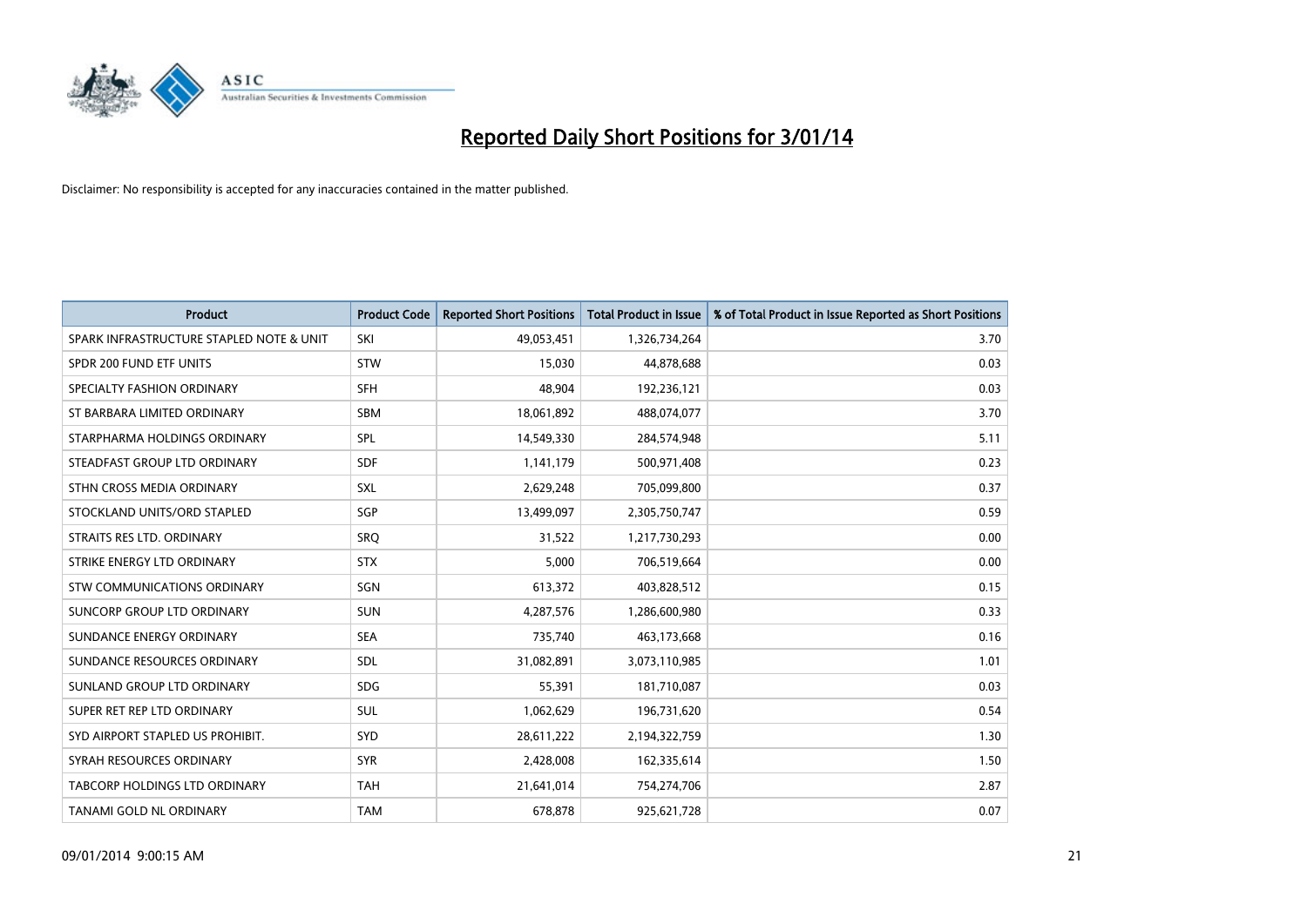# Reported Daily Short Positions for 3/01/14

Disclaimer: No responsibility is accepted for any inaccuracies contained in the matter published.

| Product | Product Code | Reported Short Positions | Total Product in Issue | % of Total Product in Issue Reported as Short Positions |
|---|---|---|---|---|
| SPARK INFRASTRUCTURE STAPLED NOTE & UNIT | SKI | 49,053,451 | 1,326,734,264 | 3.70 |
| SPDR 200 FUND ETF UNITS | STW | 15,030 | 44,878,688 | 0.03 |
| SPECIALTY FASHION ORDINARY | SFH | 48,904 | 192,236,121 | 0.03 |
| ST BARBARA LIMITED ORDINARY | SBM | 18,061,892 | 488,074,077 | 3.70 |
| STARPHARMA HOLDINGS ORDINARY | SPL | 14,549,330 | 284,574,948 | 5.11 |
| STEADFAST GROUP LTD ORDINARY | SDF | 1,141,179 | 500,971,408 | 0.23 |
| STHN CROSS MEDIA ORDINARY | SXL | 2,629,248 | 705,099,800 | 0.37 |
| STOCKLAND UNITS/ORD STAPLED | SGP | 13,499,097 | 2,305,750,747 | 0.59 |
| STRAITS RES LTD. ORDINARY | SRQ | 31,522 | 1,217,730,293 | 0.00 |
| STRIKE ENERGY LTD ORDINARY | STX | 5,000 | 706,519,664 | 0.00 |
| STW COMMUNICATIONS ORDINARY | SGN | 613,372 | 403,828,512 | 0.15 |
| SUNCORP GROUP LTD ORDINARY | SUN | 4,287,576 | 1,286,600,980 | 0.33 |
| SUNDANCE ENERGY ORDINARY | SEA | 735,740 | 463,173,668 | 0.16 |
| SUNDANCE RESOURCES ORDINARY | SDL | 31,082,891 | 3,073,110,985 | 1.01 |
| SUNLAND GROUP LTD ORDINARY | SDG | 55,391 | 181,710,087 | 0.03 |
| SUPER RET REP LTD ORDINARY | SUL | 1,062,629 | 196,731,620 | 0.54 |
| SYD AIRPORT STAPLED US PROHIBIT. | SYD | 28,611,222 | 2,194,322,759 | 1.30 |
| SYRAH RESOURCES ORDINARY | SYR | 2,428,008 | 162,335,614 | 1.50 |
| TABCORP HOLDINGS LTD ORDINARY | TAH | 21,641,014 | 754,274,706 | 2.87 |
| TANAMI GOLD NL ORDINARY | TAM | 678,878 | 925,621,728 | 0.07 |

09/01/2014 9:00:15 AM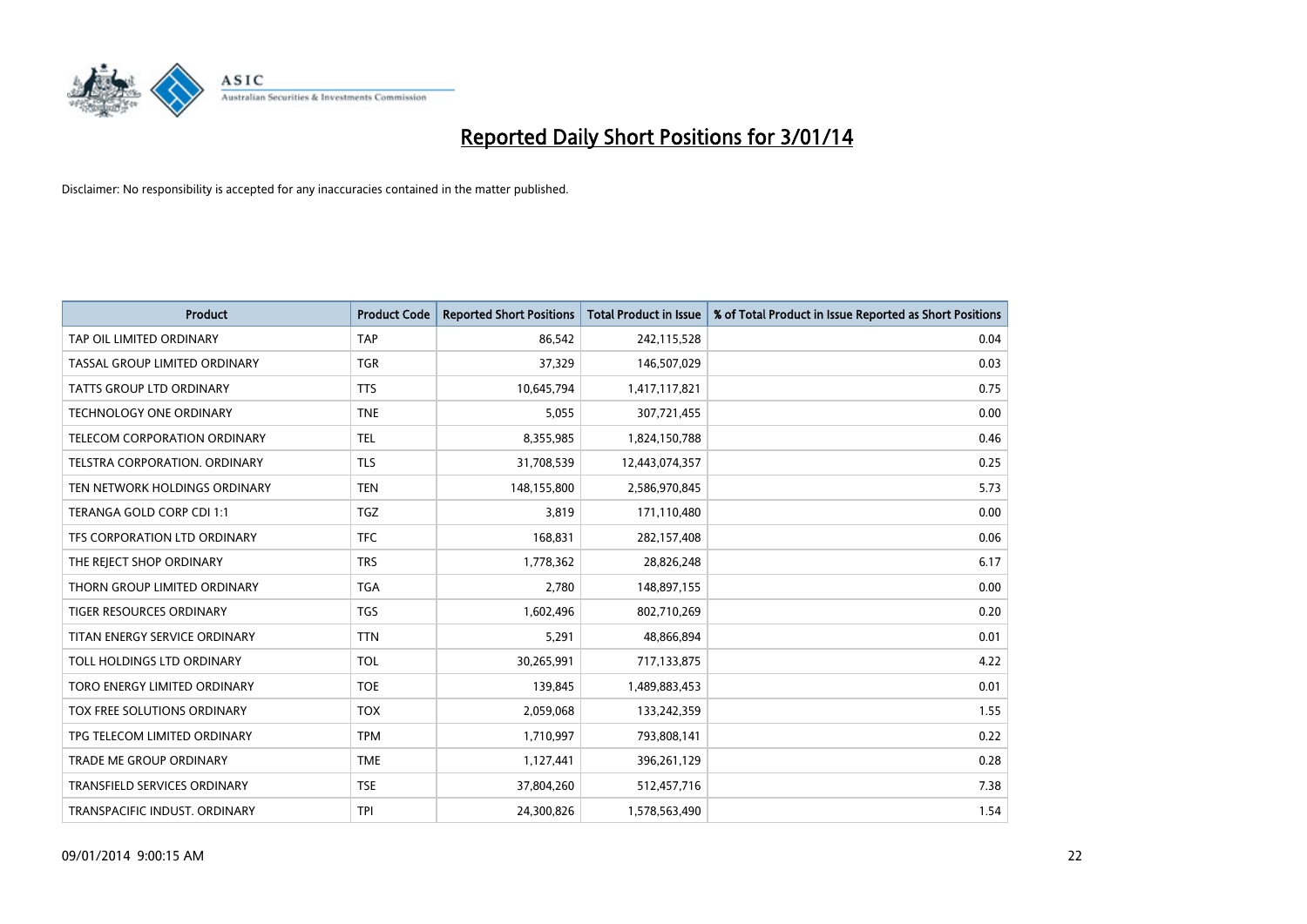# Reported Daily Short Positions for 3/01/14

Disclaimer: No responsibility is accepted for any inaccuracies contained in the matter published.

| Product | Product Code | Reported Short Positions | Total Product in Issue | % of Total Product in Issue Reported as Short Positions |
|---|---|---|---|---|
| TAP OIL LIMITED ORDINARY | TAP | 86,542 | 242,115,528 | 0.04 |
| TASSAL GROUP LIMITED ORDINARY | TGR | 37,329 | 146,507,029 | 0.03 |
| TATTS GROUP LTD ORDINARY | TTS | 10,645,794 | 1,417,117,821 | 0.75 |
| TECHNOLOGY ONE ORDINARY | TNE | 5,055 | 307,721,455 | 0.00 |
| TELECOM CORPORATION ORDINARY | TEL | 8,355,985 | 1,824,150,788 | 0.46 |
| TELSTRA CORPORATION. ORDINARY | TLS | 31,708,539 | 12,443,074,357 | 0.25 |
| TEN NETWORK HOLDINGS ORDINARY | TEN | 148,155,800 | 2,586,970,845 | 5.73 |
| TERANGA GOLD CORP CDI 1:1 | TGZ | 3,819 | 171,110,480 | 0.00 |
| TFS CORPORATION LTD ORDINARY | TFC | 168,831 | 282,157,408 | 0.06 |
| THE REJECT SHOP ORDINARY | TRS | 1,778,362 | 28,826,248 | 6.17 |
| THORN GROUP LIMITED ORDINARY | TGA | 2,780 | 148,897,155 | 0.00 |
| TIGER RESOURCES ORDINARY | TGS | 1,602,496 | 802,710,269 | 0.20 |
| TITAN ENERGY SERVICE ORDINARY | TTN | 5,291 | 48,866,894 | 0.01 |
| TOLL HOLDINGS LTD ORDINARY | TOL | 30,265,991 | 717,133,875 | 4.22 |
| TORO ENERGY LIMITED ORDINARY | TOE | 139,845 | 1,489,883,453 | 0.01 |
| TOX FREE SOLUTIONS ORDINARY | TOX | 2,059,068 | 133,242,359 | 1.55 |
| TPG TELECOM LIMITED ORDINARY | TPM | 1,710,997 | 793,808,141 | 0.22 |
| TRADE ME GROUP ORDINARY | TME | 1,127,441 | 396,261,129 | 0.28 |
| TRANSFIELD SERVICES ORDINARY | TSE | 37,804,260 | 512,457,716 | 7.38 |
| TRANSPACIFIC INDUST. ORDINARY | TPI | 24,300,826 | 1,578,563,490 | 1.54 |

09/01/2014 9:00:15 AM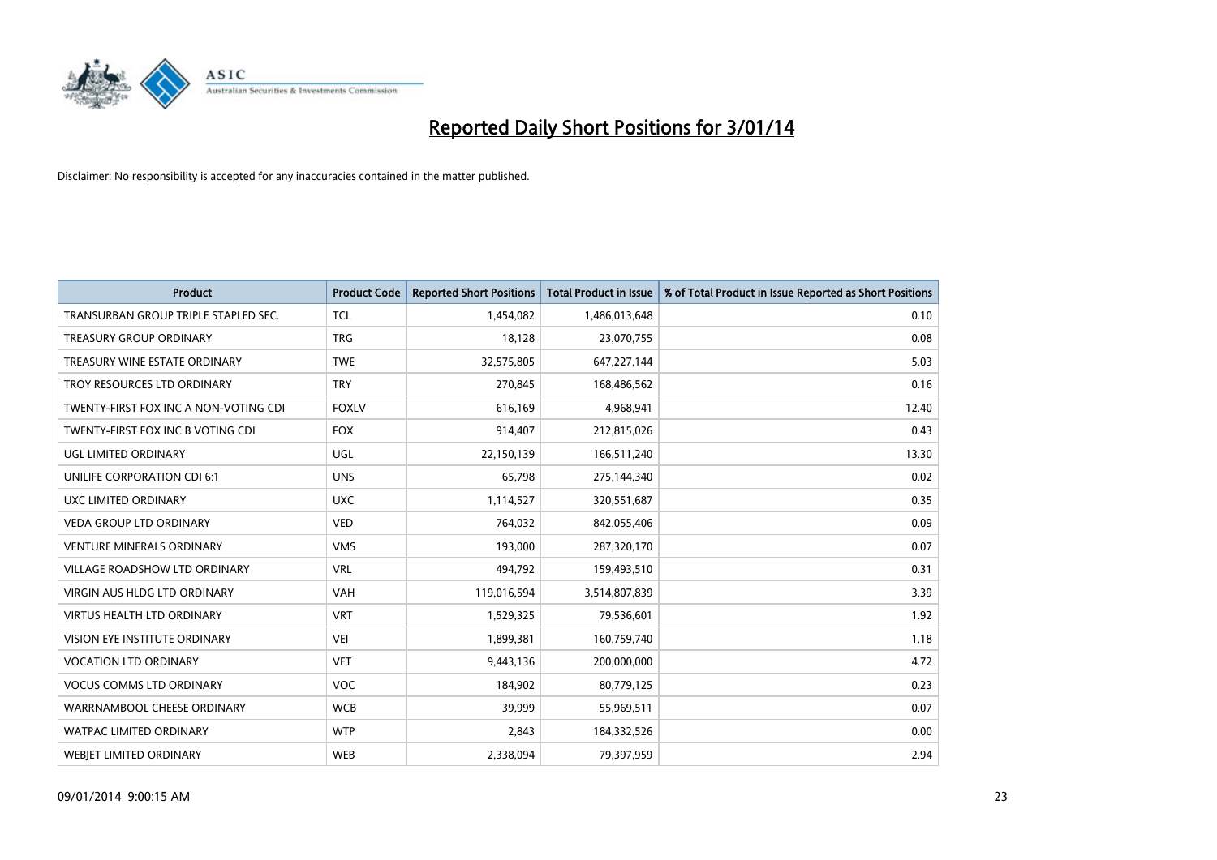# Reported Daily Short Positions for 3/01/14

Disclaimer: No responsibility is accepted for any inaccuracies contained in the matter published.

| Product | Product Code | Reported Short Positions | Total Product in Issue | % of Total Product in Issue Reported as Short Positions |
|---|---|---|---|---|
| TRANSURBAN GROUP TRIPLE STAPLED SEC. | TCL | 1,454,082 | 1,486,013,648 | 0.10 |
| TREASURY GROUP ORDINARY | TRG | 18,128 | 23,070,755 | 0.08 |
| TREASURY WINE ESTATE ORDINARY | TWE | 32,575,805 | 647,227,144 | 5.03 |
| TROY RESOURCES LTD ORDINARY | TRY | 270,845 | 168,486,562 | 0.16 |
| TWENTY-FIRST FOX INC A NON-VOTING CDI | FOXLV | 616,169 | 4,968,941 | 12.40 |
| TWENTY-FIRST FOX INC B VOTING CDI | FOX | 914,407 | 212,815,026 | 0.43 |
| UGL LIMITED ORDINARY | UGL | 22,150,139 | 166,511,240 | 13.30 |
| UNILIFE CORPORATION CDI 6:1 | UNS | 65,798 | 275,144,340 | 0.02 |
| UXC LIMITED ORDINARY | UXC | 1,114,527 | 320,551,687 | 0.35 |
| VEDA GROUP LTD ORDINARY | VED | 764,032 | 842,055,406 | 0.09 |
| VENTURE MINERALS ORDINARY | VMS | 193,000 | 287,320,170 | 0.07 |
| VILLAGE ROADSHOW LTD ORDINARY | VRL | 494,792 | 159,493,510 | 0.31 |
| VIRGIN AUS HLDG LTD ORDINARY | VAH | 119,016,594 | 3,514,807,839 | 3.39 |
| VIRTUS HEALTH LTD ORDINARY | VRT | 1,529,325 | 79,536,601 | 1.92 |
| VISION EYE INSTITUTE ORDINARY | VEI | 1,899,381 | 160,759,740 | 1.18 |
| VOCATION LTD ORDINARY | VET | 9,443,136 | 200,000,000 | 4.72 |
| VOCUS COMMS LTD ORDINARY | VOC | 184,902 | 80,779,125 | 0.23 |
| WARRNAMBOOL CHEESE ORDINARY | WCB | 39,999 | 55,969,511 | 0.07 |
| WATPAC LIMITED ORDINARY | WTP | 2,843 | 184,332,526 | 0.00 |
| WEBJET LIMITED ORDINARY | WEB | 2,338,094 | 79,397,959 | 2.94 |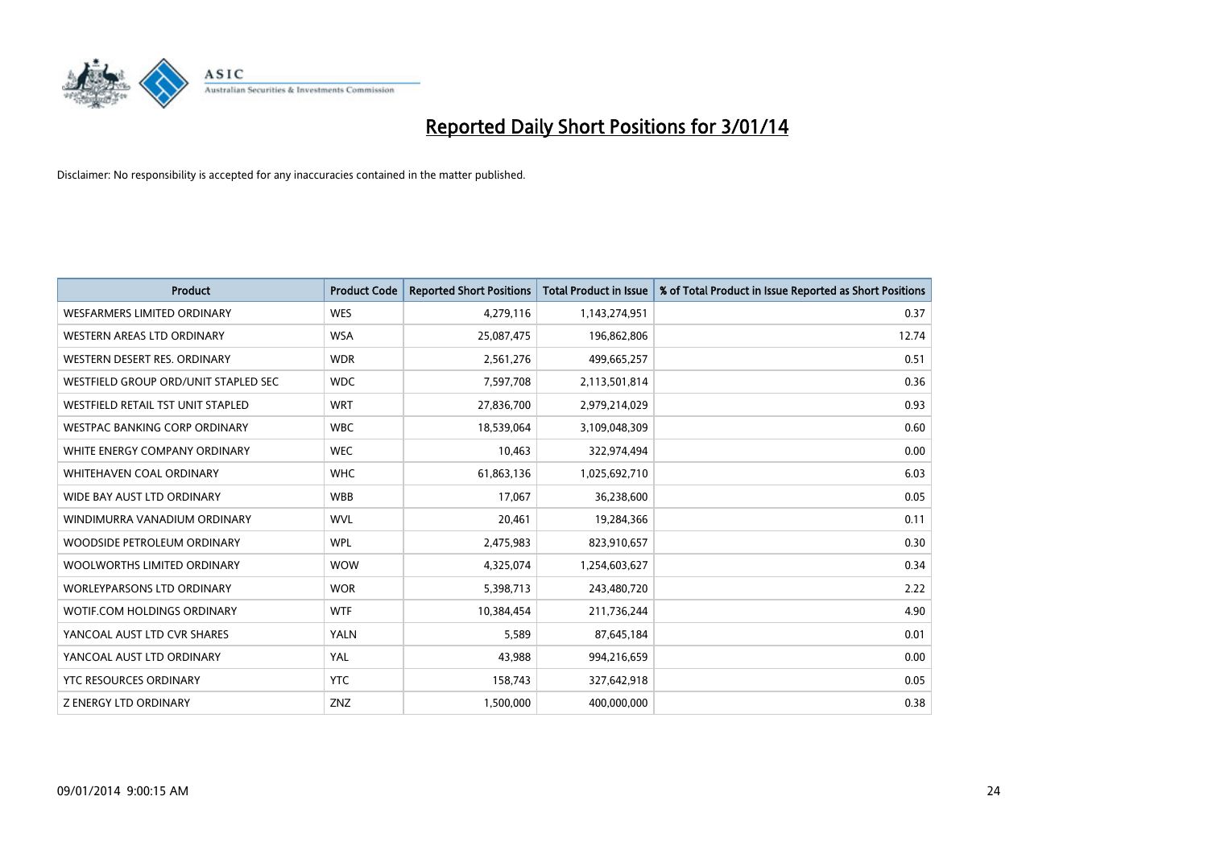# Reported Daily Short Positions for 3/01/14

Disclaimer: No responsibility is accepted for any inaccuracies contained in the matter published.

| Product | Product Code | Reported Short Positions | Total Product in Issue | % of Total Product in Issue Reported as Short Positions |
|---|---|---|---|---|
| WESFARMERS LIMITED ORDINARY | WES | 4,279,116 | 1,143,274,951 | 0.37 |
| WESTERN AREAS LTD ORDINARY | WSA | 25,087,475 | 196,862,806 | 12.74 |
| WESTERN DESERT RES. ORDINARY | WDR | 2,561,276 | 499,665,257 | 0.51 |
| WESTFIELD GROUP ORD/UNIT STAPLED SEC | WDC | 7,597,708 | 2,113,501,814 | 0.36 |
| WESTFIELD RETAIL TST UNIT STAPLED | WRT | 27,836,700 | 2,979,214,029 | 0.93 |
| WESTPAC BANKING CORP ORDINARY | WBC | 18,539,064 | 3,109,048,309 | 0.60 |
| WHITE ENERGY COMPANY ORDINARY | WEC | 10,463 | 322,974,494 | 0.00 |
| WHITEHAVEN COAL ORDINARY | WHC | 61,863,136 | 1,025,692,710 | 6.03 |
| WIDE BAY AUST LTD ORDINARY | WBB | 17,067 | 36,238,600 | 0.05 |
| WINDIMURRA VANADIUM ORDINARY | WVL | 20,461 | 19,284,366 | 0.11 |
| WOODSIDE PETROLEUM ORDINARY | WPL | 2,475,983 | 823,910,657 | 0.30 |
| WOOLWORTHS LIMITED ORDINARY | WOW | 4,325,074 | 1,254,603,627 | 0.34 |
| WORLEYPARSONS LTD ORDINARY | WOR | 5,398,713 | 243,480,720 | 2.22 |
| WOTIF.COM HOLDINGS ORDINARY | WTF | 10,384,454 | 211,736,244 | 4.90 |
| YANCOAL AUST LTD CVR SHARES | YALN | 5,589 | 87,645,184 | 0.01 |
| YANCOAL AUST LTD ORDINARY | YAL | 43,988 | 994,216,659 | 0.00 |
| YTC RESOURCES ORDINARY | YTC | 158,743 | 327,642,918 | 0.05 |
| Z ENERGY LTD ORDINARY | ZNZ | 1,500,000 | 400,000,000 | 0.38 |

09/01/2014 9:00:15 AM